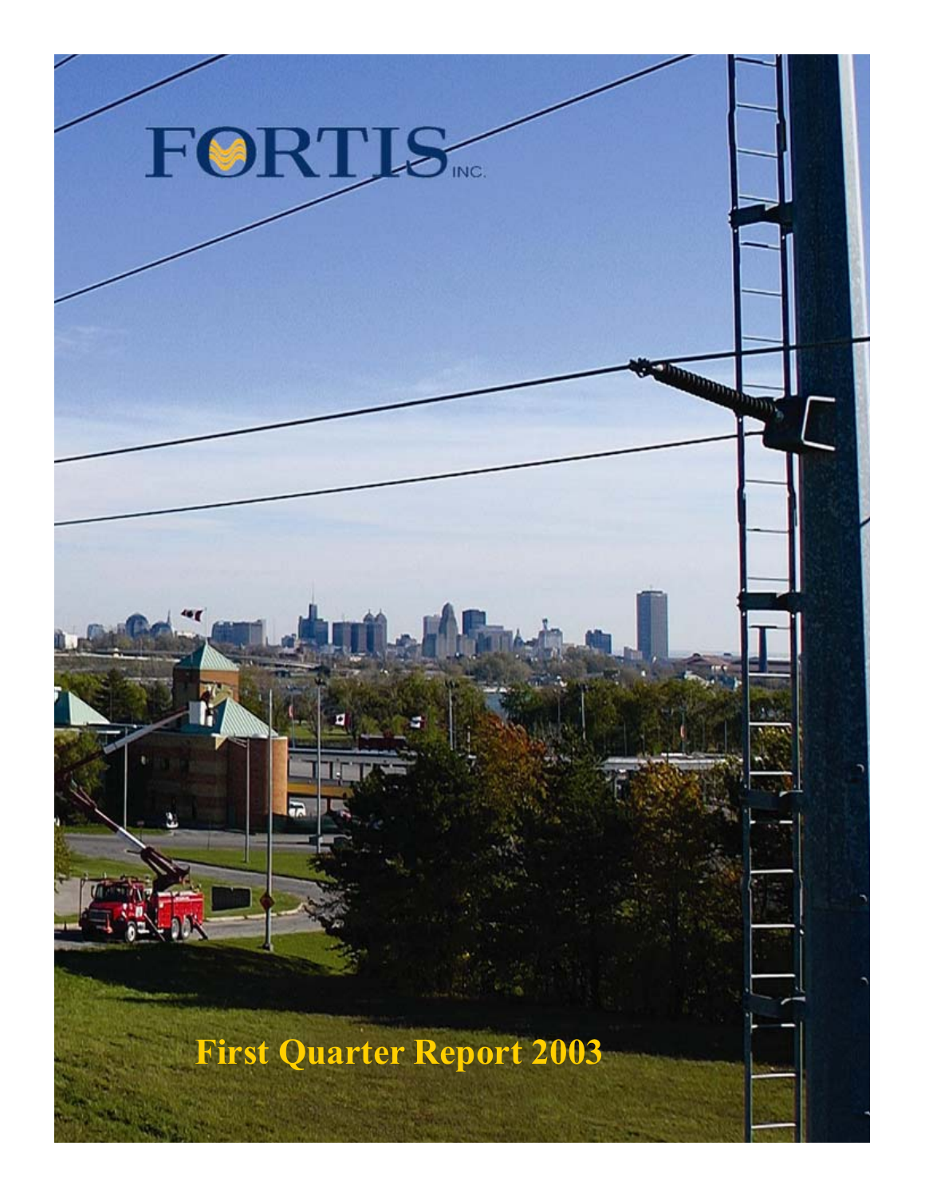# FORTIS INC.

# First Quarter Report 2003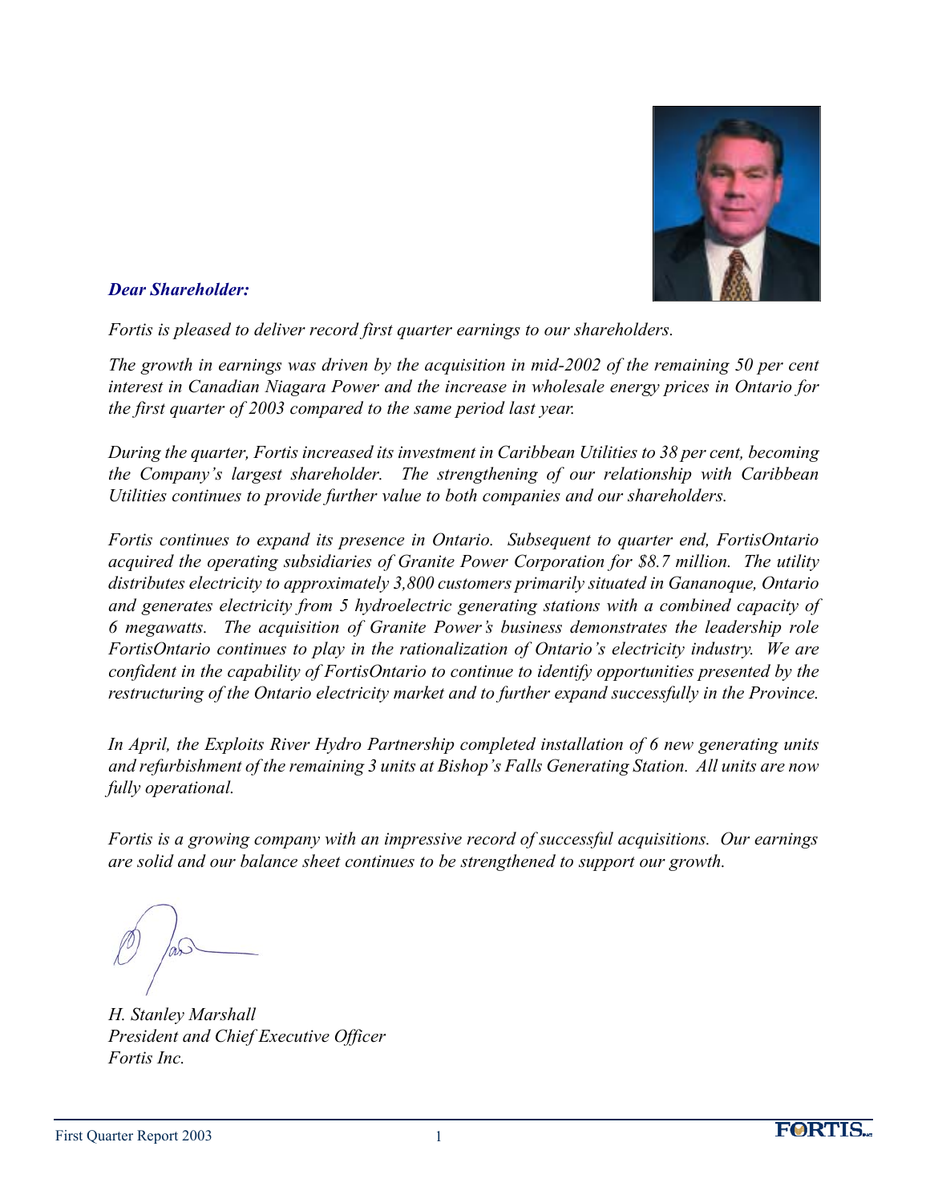***Dear Shareholder:***

*Fortis is pleased to deliver record first quarter earnings to our shareholders.*

*The growth in earnings was driven by the acquisition in mid-2002 of the remaining 50 per cent interest in Canadian Niagara Power and the increase in wholesale energy prices in Ontario for the first quarter of 2003 compared to the same period last year.*

*During the quarter, Fortis increased its investment in Caribbean Utilities to 38 per cent, becoming the Company's largest shareholder. The strengthening of our relationship with Caribbean Utilities continues to provide further value to both companies and our shareholders.*

*Fortis continues to expand its presence in Ontario. Subsequent to quarter end, FortisOntario acquired the operating subsidiaries of Granite Power Corporation for $8.7 million. The utility distributes electricity to approximately 3,800 customers primarily situated in Gananoque, Ontario and generates electricity from 5 hydroelectric generating stations with a combined capacity of 6 megawatts. The acquisition of Granite Power's business demonstrates the leadership role FortisOntario continues to play in the rationalization of Ontario's electricity industry. We are confident in the capability of FortisOntario to continue to identify opportunities presented by the restructuring of the Ontario electricity market and to further expand successfully in the Province.*

*In April, the Exploits River Hydro Partnership completed installation of 6 new generating units and refurbishment of the remaining 3 units at Bishop's Falls Generating Station. All units are now fully operational.*

*Fortis is a growing company with an impressive record of successful acquisitions. Our earnings are solid and our balance sheet continues to be strengthened to support our growth.*

*H. Stanley Marshall*
*President and Chief Executive Officer*
*Fortis Inc.*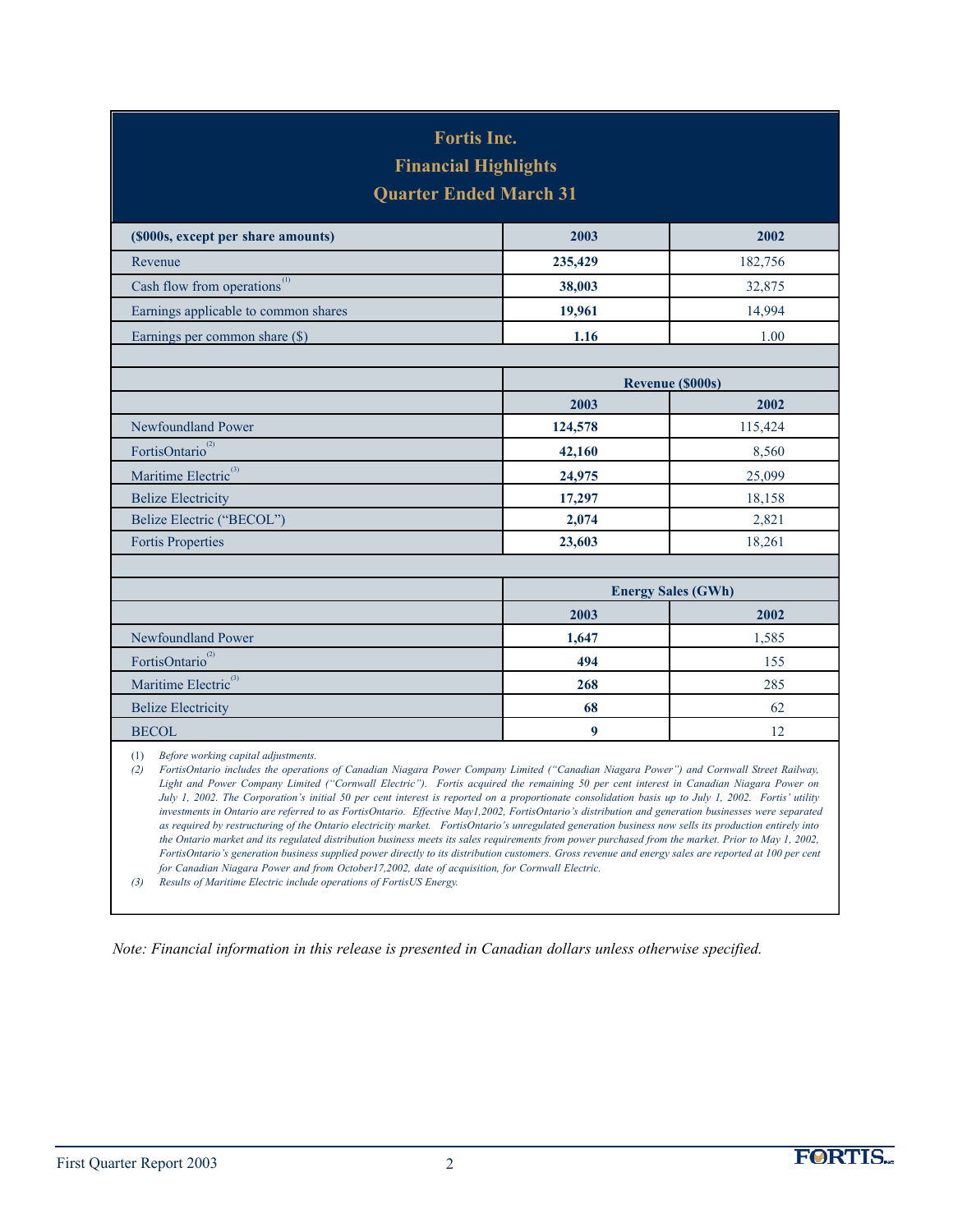# Fortis Inc.
## Financial Highlights
## Quarter Ended March 31

| ($000s, except per share amounts) | 2003 | 2002 |
|---|---|---|
| Revenue | **235,429** | 182,756 |
| Cash flow from operations[(1)] | **38,003** | 32,875 |
| Earnings applicable to common shares | **19,961** | 14,994 |
| Earnings per common share ($) | **1.16** | 1.00 |

| | Revenue ($000s) | |
|---|---|---|
| | **2003** | **2002** |
| Newfoundland Power | **124,578** | 115,424 |
| FortisOntario[(2)] | **42,160** | 8,560 |
| Maritime Electric[(3)] | **24,975** | 25,099 |
| Belize Electricity | **17,297** | 18,158 |
| Belize Electric ("BECOL") | **2,074** | 2,821 |
| Fortis Properties | **23,603** | 18,261 |

| | Energy Sales (GWh) | |
|---|---|---|
| | **2003** | **2002** |
| Newfoundland Power | **1,647** | 1,585 |
| FortisOntario[(2)] | **494** | 155 |
| Maritime Electric[(3)] | **268** | 285 |
| Belize Electricity | **68** | 62 |
| BECOL | **9** | 12 |

(1) *Before working capital adjustments.*

(2) *FortisOntario includes the operations of Canadian Niagara Power Company Limited ("Canadian Niagara Power") and Cornwall Street Railway, Light and Power Company Limited ("Cornwall Electric"). Fortis acquired the remaining 50 per cent interest in Canadian Niagara Power on July 1, 2002. The Corporation's initial 50 per cent interest is reported on a proportionate consolidation basis up to July 1, 2002. Fortis' utility investments in Ontario are referred to as FortisOntario. Effective May1,2002, FortisOntario's distribution and generation businesses were separated as required by restructuring of the Ontario electricity market. FortisOntario's unregulated generation business now sells its production entirely into the Ontario market and its regulated distribution business meets its sales requirements from power purchased from the market. Prior to May 1, 2002, FortisOntario's generation business supplied power directly to its distribution customers. Gross revenue and energy sales are reported at 100 per cent for Canadian Niagara Power and from October17,2002, date of acquisition, for Cornwall Electric.*

(3) *Results of Maritime Electric include operations of FortisUS Energy.*

*Note: Financial information in this release is presented in Canadian dollars unless otherwise specified.*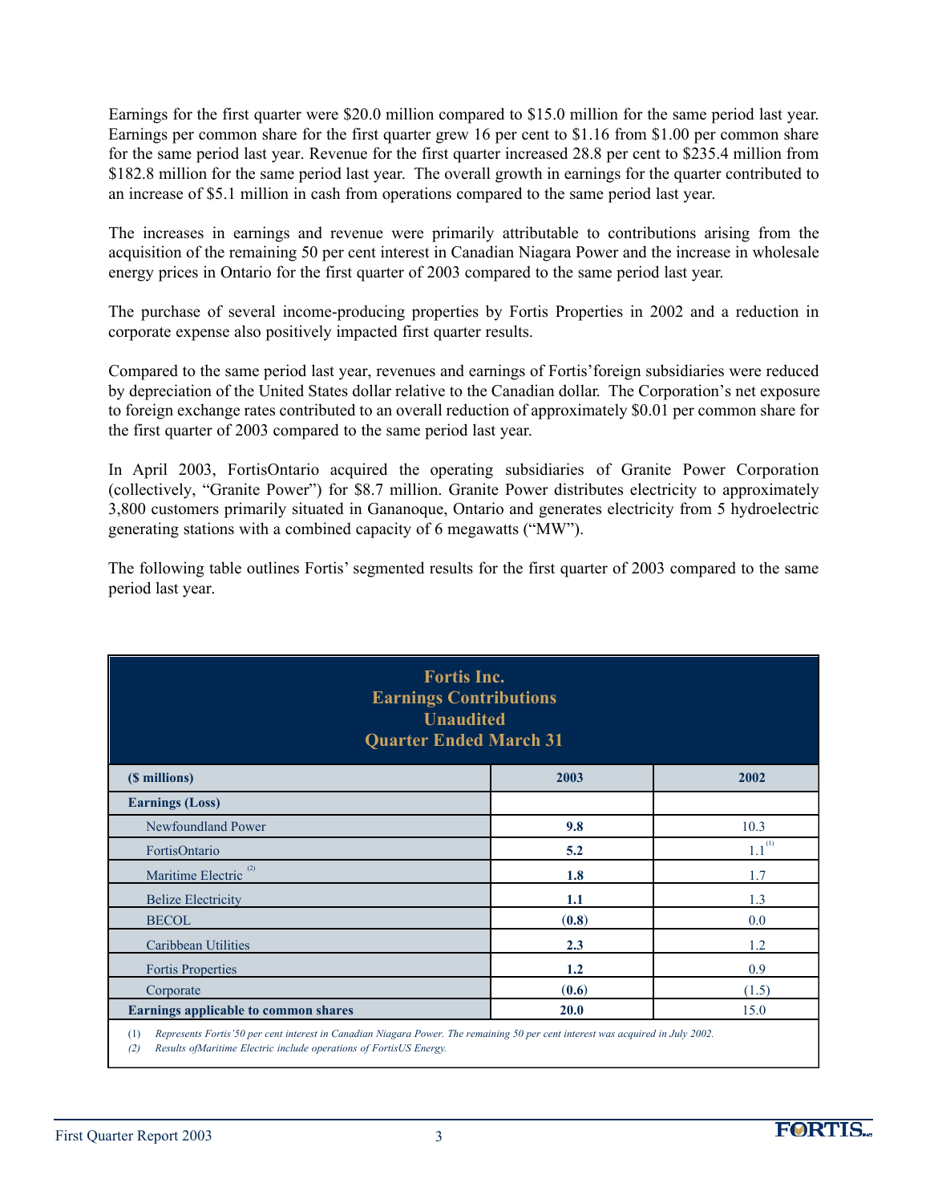Earnings for the first quarter were $20.0 million compared to $15.0 million for the same period last year. Earnings per common share for the first quarter grew 16 per cent to $1.16 from $1.00 per common share for the same period last year. Revenue for the first quarter increased 28.8 per cent to $235.4 million from $182.8 million for the same period last year. The overall growth in earnings for the quarter contributed to an increase of $5.1 million in cash from operations compared to the same period last year.

The increases in earnings and revenue were primarily attributable to contributions arising from the acquisition of the remaining 50 per cent interest in Canadian Niagara Power and the increase in wholesale energy prices in Ontario for the first quarter of 2003 compared to the same period last year.

The purchase of several income-producing properties by Fortis Properties in 2002 and a reduction in corporate expense also positively impacted first quarter results.

Compared to the same period last year, revenues and earnings of Fortis' foreign subsidiaries were reduced by depreciation of the United States dollar relative to the Canadian dollar. The Corporation's net exposure to foreign exchange rates contributed to an overall reduction of approximately $0.01 per common share for the first quarter of 2003 compared to the same period last year.

In April 2003, FortisOntario acquired the operating subsidiaries of Granite Power Corporation (collectively, "Granite Power") for $8.7 million. Granite Power distributes electricity to approximately 3,800 customers primarily situated in Gananoque, Ontario and generates electricity from 5 hydroelectric generating stations with a combined capacity of 6 megawatts ("MW").

The following table outlines Fortis' segmented results for the first quarter of 2003 compared to the same period last year.

**Fortis Inc.**
**Earnings Contributions**
**Unaudited**
**Quarter Ended March 31**

| ($ millions) | 2003 | 2002 |
|---|---|---|
| **Earnings (Loss)** | | |
| Newfoundland Power | **9.8** | 10.3 |
| FortisOntario | **5.2** | 1.1 [1] |
| Maritime Electric [2] | **1.8** | 1.7 |
| Belize Electricity | **1.1** | 1.3 |
| BECOL | **(0.8)** | 0.0 |
| Caribbean Utilities | **2.3** | 1.2 |
| Fortis Properties | **1.2** | 0.9 |
| Corporate | **(0.6)** | (1.5) |
| **Earnings applicable to common shares** | **20.0** | 15.0 |

(1) *Represents Fortis' 50 per cent interest in Canadian Niagara Power. The remaining 50 per cent interest was acquired in July 2002.*
(2) *Results of Maritime Electric include operations of FortisUS Energy.*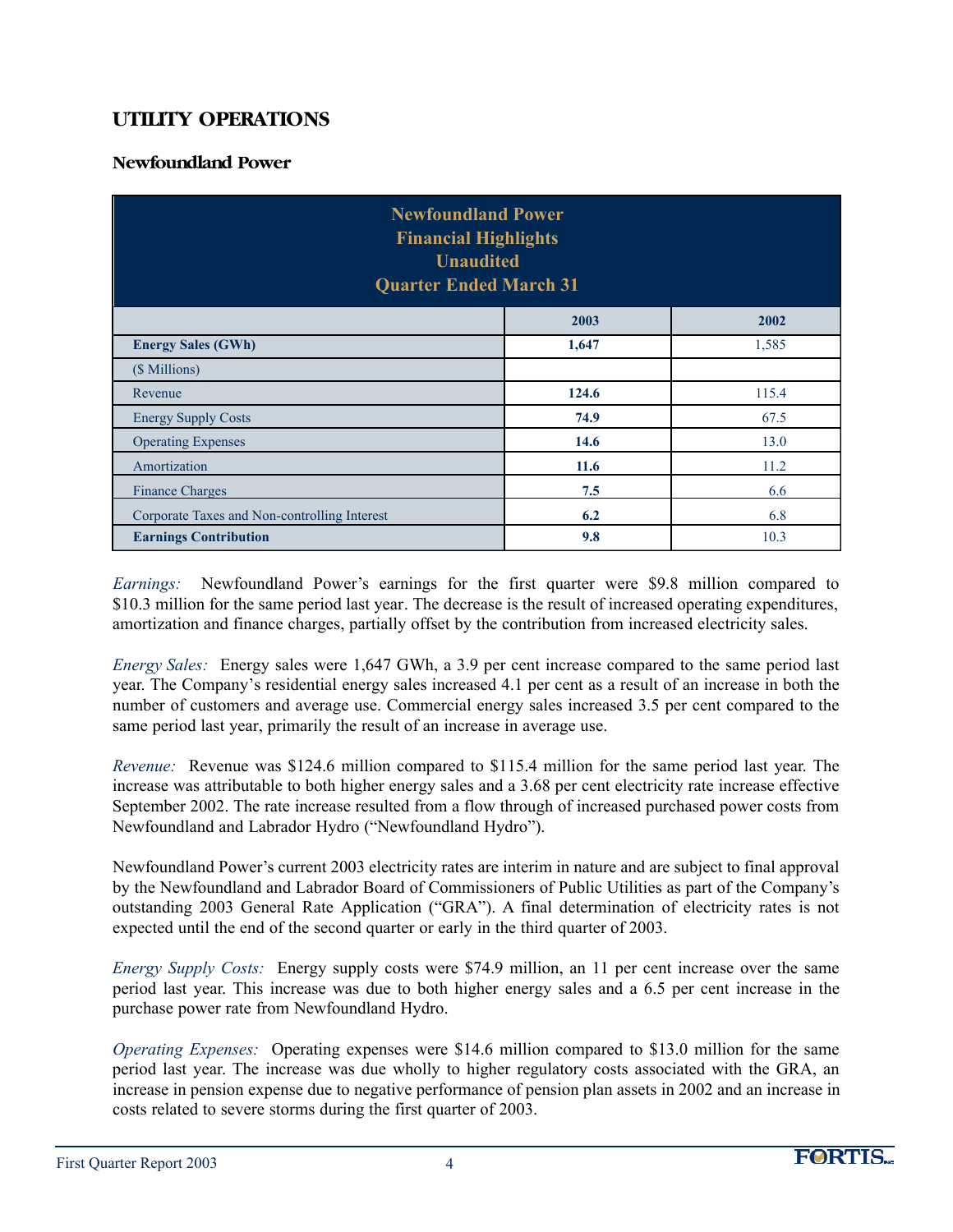# UTILITY OPERATIONS

## Newfoundland Power

| Newfoundland Power Financial Highlights Unaudited Quarter Ended March 31 | | |
|---|---|---|
| | **2003** | **2002** |
| **Energy Sales (GWh)** | **1,647** | 1,585 |
| ($ Millions) | | |
| Revenue | **124.6** | 115.4 |
| Energy Supply Costs | **74.9** | 67.5 |
| Operating Expenses | **14.6** | 13.0 |
| Amortization | **11.6** | 11.2 |
| Finance Charges | **7.5** | 6.6 |
| Corporate Taxes and Non-controlling Interest | **6.2** | 6.8 |
| **Earnings Contribution** | **9.8** | 10.3 |

*Earnings:* Newfoundland Power's earnings for the first quarter were $9.8 million compared to $10.3 million for the same period last year. The decrease is the result of increased operating expenditures, amortization and finance charges, partially offset by the contribution from increased electricity sales.

*Energy Sales:* Energy sales were 1,647 GWh, a 3.9 per cent increase compared to the same period last year. The Company's residential energy sales increased 4.1 per cent as a result of an increase in both the number of customers and average use. Commercial energy sales increased 3.5 per cent compared to the same period last year, primarily the result of an increase in average use.

*Revenue:* Revenue was $124.6 million compared to $115.4 million for the same period last year. The increase was attributable to both higher energy sales and a 3.68 per cent electricity rate increase effective September 2002. The rate increase resulted from a flow through of increased purchased power costs from Newfoundland and Labrador Hydro ("Newfoundland Hydro").

Newfoundland Power's current 2003 electricity rates are interim in nature and are subject to final approval by the Newfoundland and Labrador Board of Commissioners of Public Utilities as part of the Company's outstanding 2003 General Rate Application ("GRA"). A final determination of electricity rates is not expected until the end of the second quarter or early in the third quarter of 2003.

*Energy Supply Costs:* Energy supply costs were $74.9 million, an 11 per cent increase over the same period last year. This increase was due to both higher energy sales and a 6.5 per cent increase in the purchase power rate from Newfoundland Hydro.

*Operating Expenses:* Operating expenses were $14.6 million compared to $13.0 million for the same period last year. The increase was due wholly to higher regulatory costs associated with the GRA, an increase in pension expense due to negative performance of pension plan assets in 2002 and an increase in costs related to severe storms during the first quarter of 2003.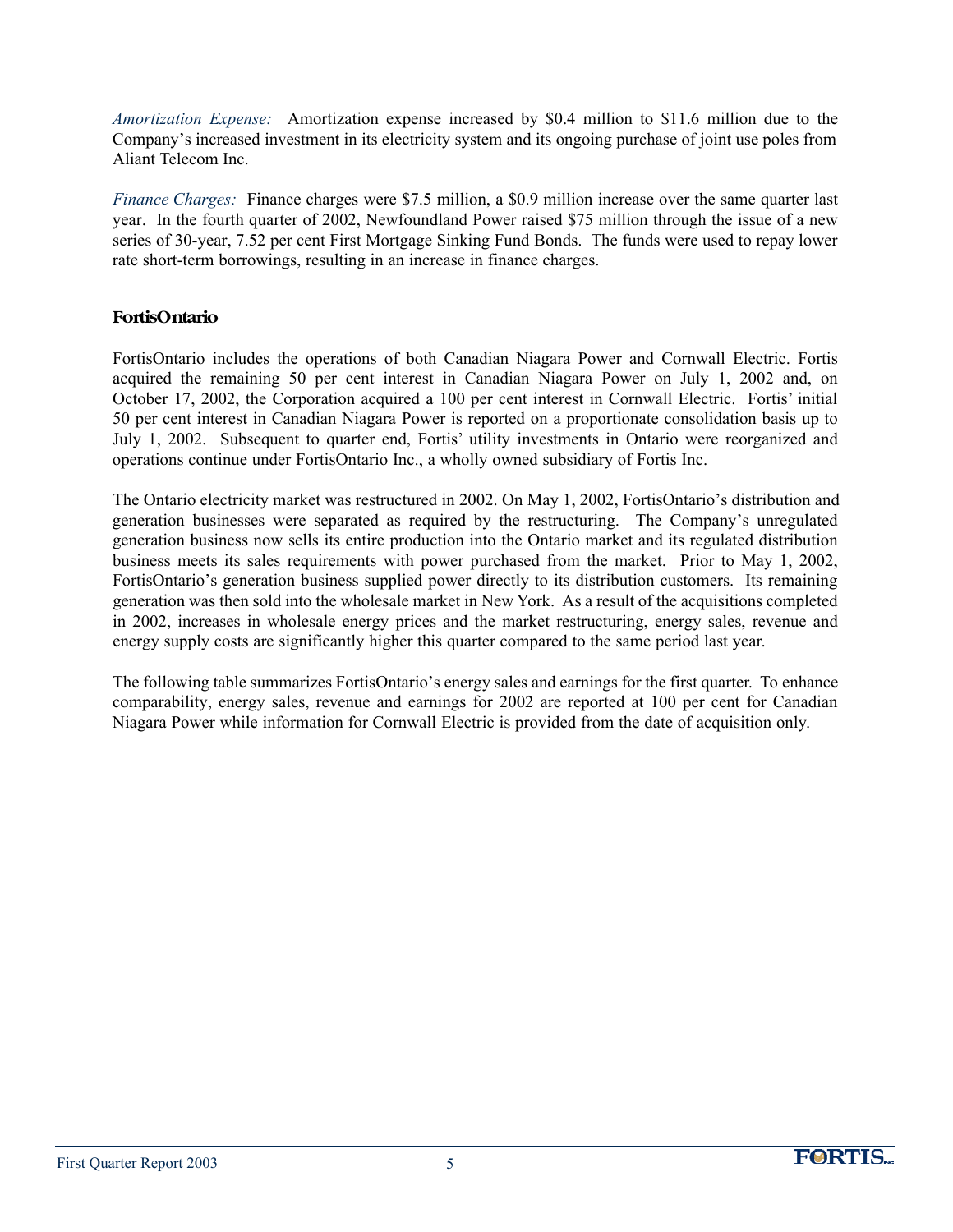*Amortization Expense:* Amortization expense increased by $0.4 million to $11.6 million due to the Company's increased investment in its electricity system and its ongoing purchase of joint use poles from Aliant Telecom Inc.

*Finance Charges:* Finance charges were $7.5 million, a $0.9 million increase over the same quarter last year. In the fourth quarter of 2002, Newfoundland Power raised $75 million through the issue of a new series of 30-year, 7.52 per cent First Mortgage Sinking Fund Bonds. The funds were used to repay lower rate short-term borrowings, resulting in an increase in finance charges.

### FortisOntario

FortisOntario includes the operations of both Canadian Niagara Power and Cornwall Electric. Fortis acquired the remaining 50 per cent interest in Canadian Niagara Power on July 1, 2002 and, on October 17, 2002, the Corporation acquired a 100 per cent interest in Cornwall Electric. Fortis' initial 50 per cent interest in Canadian Niagara Power is reported on a proportionate consolidation basis up to July 1, 2002. Subsequent to quarter end, Fortis' utility investments in Ontario were reorganized and operations continue under FortisOntario Inc., a wholly owned subsidiary of Fortis Inc.

The Ontario electricity market was restructured in 2002. On May 1, 2002, FortisOntario's distribution and generation businesses were separated as required by the restructuring. The Company's unregulated generation business now sells its entire production into the Ontario market and its regulated distribution business meets its sales requirements with power purchased from the market. Prior to May 1, 2002, FortisOntario's generation business supplied power directly to its distribution customers. Its remaining generation was then sold into the wholesale market in New York. As a result of the acquisitions completed in 2002, increases in wholesale energy prices and the market restructuring, energy sales, revenue and energy supply costs are significantly higher this quarter compared to the same period last year.

The following table summarizes FortisOntario's energy sales and earnings for the first quarter. To enhance comparability, energy sales, revenue and earnings for 2002 are reported at 100 per cent for Canadian Niagara Power while information for Cornwall Electric is provided from the date of acquisition only.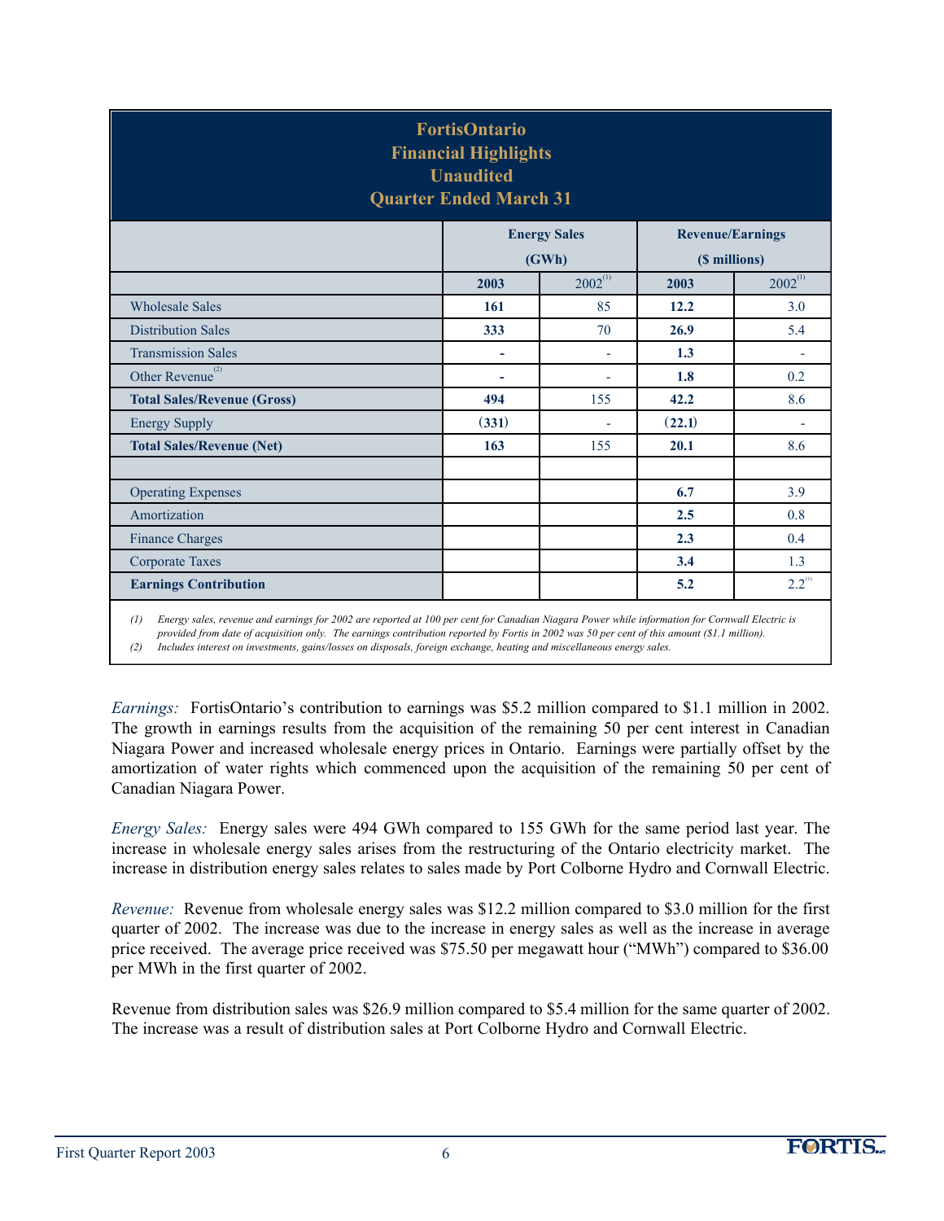## FortisOntario Financial Highlights Unaudited Quarter Ended March 31

| | Energy Sales (GWh) | | Revenue/Earnings ($ millions) | |
|---|---|---|---|---|
| | **2003** | 2002[1] | **2003** | 2002[1] |
| Wholesale Sales | **161** | 85 | **12.2** | 3.0 |
| Distribution Sales | **333** | 70 | **26.9** | 5.4 |
| Transmission Sales | **-** | - | **1.3** | - |
| Other Revenue[2] | **-** | - | **1.8** | 0.2 |
| **Total Sales/Revenue (Gross)** | **494** | 155 | **42.2** | 8.6 |
| Energy Supply | **(331)** | - | **(22.1)** | - |
| **Total Sales/Revenue (Net)** | **163** | 155 | **20.1** | 8.6 |
| | | | | |
| Operating Expenses | | | **6.7** | 3.9 |
| Amortization | | | **2.5** | 0.8 |
| Finance Charges | | | **2.3** | 0.4 |
| Corporate Taxes | | | **3.4** | 1.3 |
| **Earnings Contribution** | | | **5.2** | 2.2[1] |

*(1) Energy sales, revenue and earnings for 2002 are reported at 100 per cent for Canadian Niagara Power while information for Cornwall Electric is provided from date of acquisition only. The earnings contribution reported by Fortis in 2002 was 50 per cent of this amount ($1.1 million).*
*(2) Includes interest on investments, gains/losses on disposals, foreign exchange, heating and miscellaneous energy sales.*

*Earnings:* FortisOntario's contribution to earnings was $5.2 million compared to $1.1 million in 2002. The growth in earnings results from the acquisition of the remaining 50 per cent interest in Canadian Niagara Power and increased wholesale energy prices in Ontario. Earnings were partially offset by the amortization of water rights which commenced upon the acquisition of the remaining 50 per cent of Canadian Niagara Power.

*Energy Sales:* Energy sales were 494 GWh compared to 155 GWh for the same period last year. The increase in wholesale energy sales arises from the restructuring of the Ontario electricity market. The increase in distribution energy sales relates to sales made by Port Colborne Hydro and Cornwall Electric.

*Revenue:* Revenue from wholesale energy sales was $12.2 million compared to $3.0 million for the first quarter of 2002. The increase was due to the increase in energy sales as well as the increase in average price received. The average price received was $75.50 per megawatt hour ("MWh") compared to $36.00 per MWh in the first quarter of 2002.

Revenue from distribution sales was $26.9 million compared to $5.4 million for the same quarter of 2002. The increase was a result of distribution sales at Port Colborne Hydro and Cornwall Electric.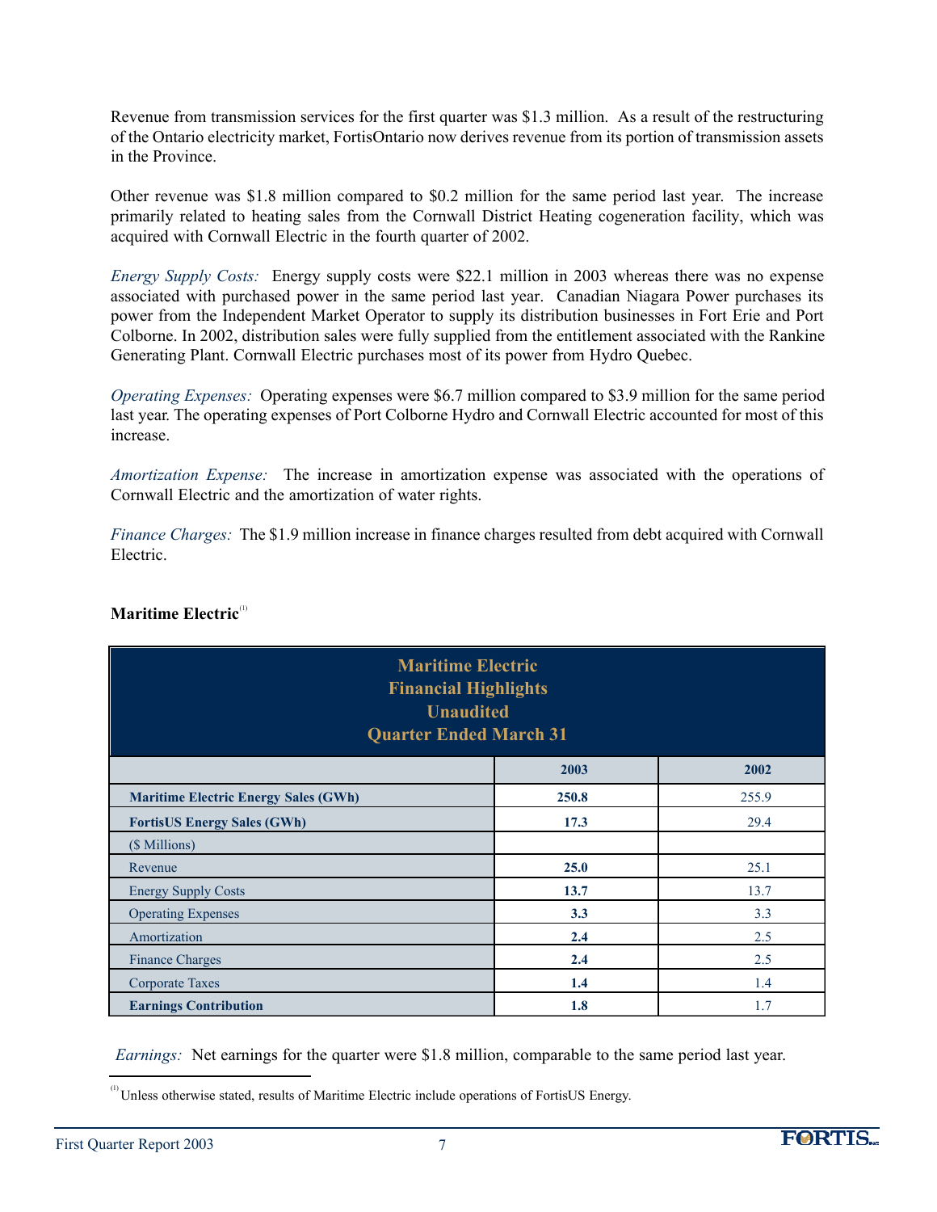Revenue from transmission services for the first quarter was $1.3 million. As a result of the restructuring of the Ontario electricity market, FortisOntario now derives revenue from its portion of transmission assets in the Province.

Other revenue was $1.8 million compared to $0.2 million for the same period last year. The increase primarily related to heating sales from the Cornwall District Heating cogeneration facility, which was acquired with Cornwall Electric in the fourth quarter of 2002.

*Energy Supply Costs:* Energy supply costs were $22.1 million in 2003 whereas there was no expense associated with purchased power in the same period last year. Canadian Niagara Power purchases its power from the Independent Market Operator to supply its distribution businesses in Fort Erie and Port Colborne. In 2002, distribution sales were fully supplied from the entitlement associated with the Rankine Generating Plant. Cornwall Electric purchases most of its power from Hydro Quebec.

*Operating Expenses:* Operating expenses were $6.7 million compared to $3.9 million for the same period last year. The operating expenses of Port Colborne Hydro and Cornwall Electric accounted for most of this increase.

*Amortization Expense:* The increase in amortization expense was associated with the operations of Cornwall Electric and the amortization of water rights.

*Finance Charges:* The $1.9 million increase in finance charges resulted from debt acquired with Cornwall Electric.

**Maritime Electric**[1]

**Maritime Electric Financial Highlights Unaudited Quarter Ended March 31**

| | 2003 | 2002 |
|---|---|---|
| **Maritime Electric Energy Sales (GWh)** | **250.8** | 255.9 |
| **FortisUS Energy Sales (GWh)** | **17.3** | 29.4 |
| ($ Millions) | | |
| Revenue | **25.0** | 25.1 |
| Energy Supply Costs | **13.7** | 13.7 |
| Operating Expenses | **3.3** | 3.3 |
| Amortization | **2.4** | 2.5 |
| Finance Charges | **2.4** | 2.5 |
| Corporate Taxes | **1.4** | 1.4 |
| **Earnings Contribution** | **1.8** | 1.7 |

*Earnings:* Net earnings for the quarter were $1.8 million, comparable to the same period last year.

---

[1] Unless otherwise stated, results of Maritime Electric include operations of FortisUS Energy.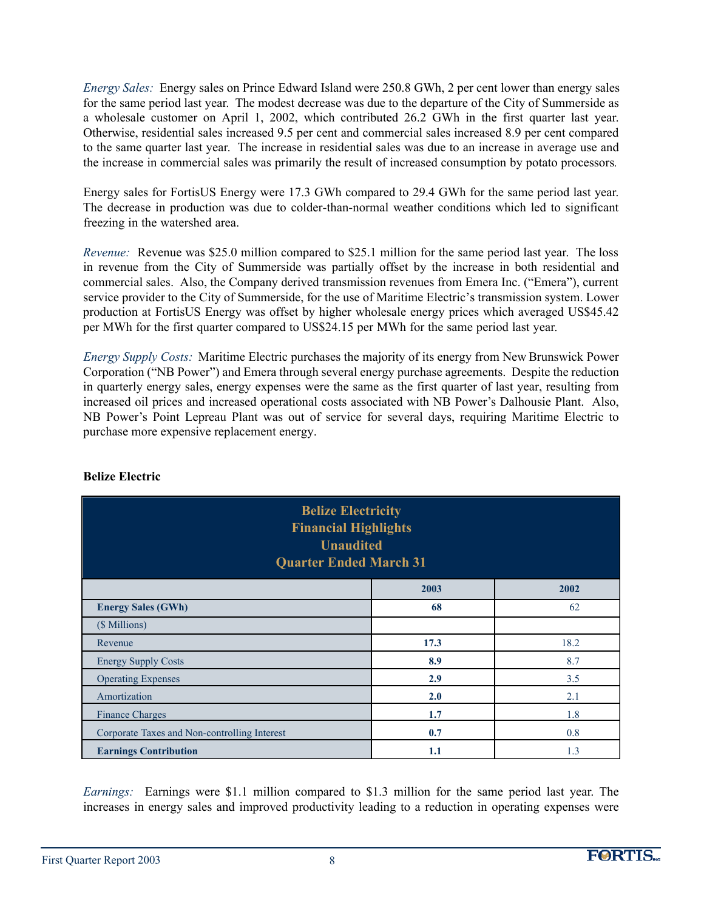*Energy Sales:* Energy sales on Prince Edward Island were 250.8 GWh, 2 per cent lower than energy sales for the same period last year. The modest decrease was due to the departure of the City of Summerside as a wholesale customer on April 1, 2002, which contributed 26.2 GWh in the first quarter last year. Otherwise, residential sales increased 9.5 per cent and commercial sales increased 8.9 per cent compared to the same quarter last year. The increase in residential sales was due to an increase in average use and the increase in commercial sales was primarily the result of increased consumption by potato processors.

Energy sales for FortisUS Energy were 17.3 GWh compared to 29.4 GWh for the same period last year. The decrease in production was due to colder-than-normal weather conditions which led to significant freezing in the watershed area.

*Revenue:* Revenue was $25.0 million compared to $25.1 million for the same period last year. The loss in revenue from the City of Summerside was partially offset by the increase in both residential and commercial sales. Also, the Company derived transmission revenues from Emera Inc. ("Emera"), current service provider to the City of Summerside, for the use of Maritime Electric's transmission system. Lower production at FortisUS Energy was offset by higher wholesale energy prices which averaged US$45.42 per MWh for the first quarter compared to US$24.15 per MWh for the same period last year.

*Energy Supply Costs:* Maritime Electric purchases the majority of its energy from New Brunswick Power Corporation ("NB Power") and Emera through several energy purchase agreements. Despite the reduction in quarterly energy sales, energy expenses were the same as the first quarter of last year, resulting from increased oil prices and increased operational costs associated with NB Power's Dalhousie Plant. Also, NB Power's Point Lepreau Plant was out of service for several days, requiring Maritime Electric to purchase more expensive replacement energy.

**Belize Electric**

**Belize Electricity**
**Financial Highlights**
**Unaudited**
**Quarter Ended March 31**

| | 2003 | 2002 |
|---|---|---|
| **Energy Sales (GWh)** | **68** | 62 |
| ($ Millions) | | |
| Revenue | **17.3** | 18.2 |
| Energy Supply Costs | **8.9** | 8.7 |
| Operating Expenses | **2.9** | 3.5 |
| Amortization | **2.0** | 2.1 |
| Finance Charges | **1.7** | 1.8 |
| Corporate Taxes and Non-controlling Interest | **0.7** | 0.8 |
| **Earnings Contribution** | **1.1** | 1.3 |

*Earnings:* Earnings were $1.1 million compared to $1.3 million for the same period last year. The increases in energy sales and improved productivity leading to a reduction in operating expenses were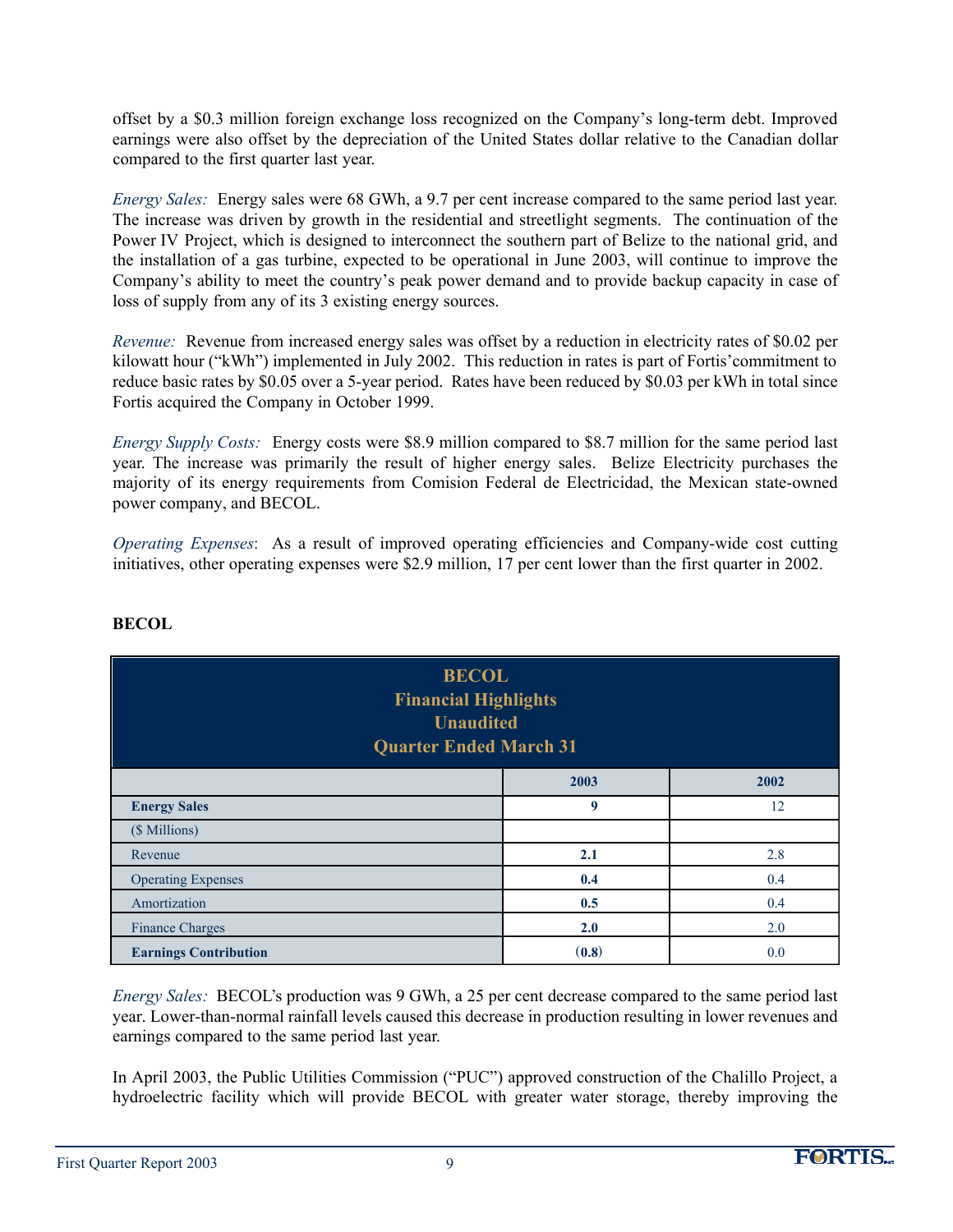offset by a $0.3 million foreign exchange loss recognized on the Company's long-term debt. Improved earnings were also offset by the depreciation of the United States dollar relative to the Canadian dollar compared to the first quarter last year.

*Energy Sales:* Energy sales were 68 GWh, a 9.7 per cent increase compared to the same period last year. The increase was driven by growth in the residential and streetlight segments. The continuation of the Power IV Project, which is designed to interconnect the southern part of Belize to the national grid, and the installation of a gas turbine, expected to be operational in June 2003, will continue to improve the Company's ability to meet the country's peak power demand and to provide backup capacity in case of loss of supply from any of its 3 existing energy sources.

*Revenue:* Revenue from increased energy sales was offset by a reduction in electricity rates of $0.02 per kilowatt hour ("kWh") implemented in July 2002. This reduction in rates is part of Fortis' commitment to reduce basic rates by $0.05 over a 5-year period. Rates have been reduced by $0.03 per kWh in total since Fortis acquired the Company in October 1999.

*Energy Supply Costs:* Energy costs were $8.9 million compared to $8.7 million for the same period last year. The increase was primarily the result of higher energy sales. Belize Electricity purchases the majority of its energy requirements from Comision Federal de Electricidad, the Mexican state-owned power company, and BECOL.

*Operating Expenses*: As a result of improved operating efficiencies and Company-wide cost cutting initiatives, other operating expenses were $2.9 million, 17 per cent lower than the first quarter in 2002.

**BECOL**

**BECOL**
**Financial Highlights**
**Unaudited**
**Quarter Ended March 31**

| | 2003 | 2002 |
|---|---|---|
| **Energy Sales** | **9** | 12 |
| ($ Millions) | | |
| Revenue | **2.1** | 2.8 |
| Operating Expenses | **0.4** | 0.4 |
| Amortization | **0.5** | 0.4 |
| Finance Charges | **2.0** | 2.0 |
| **Earnings Contribution** | **(0.8)** | 0.0 |

*Energy Sales:* BECOL's production was 9 GWh, a 25 per cent decrease compared to the same period last year. Lower-than-normal rainfall levels caused this decrease in production resulting in lower revenues and earnings compared to the same period last year.

In April 2003, the Public Utilities Commission ("PUC") approved construction of the Chalillo Project, a hydroelectric facility which will provide BECOL with greater water storage, thereby improving the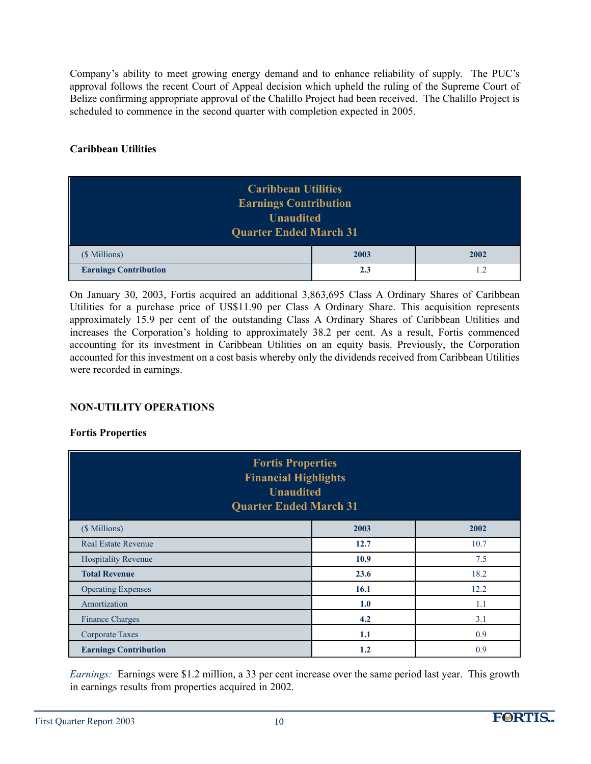Company's ability to meet growing energy demand and to enhance reliability of supply. The PUC's approval follows the recent Court of Appeal decision which upheld the ruling of the Supreme Court of Belize confirming appropriate approval of the Chalillo Project had been received. The Chalillo Project is scheduled to commence in the second quarter with completion expected in 2005.

### Caribbean Utilities

**Caribbean Utilities**
**Earnings Contribution**
**Unaudited**
**Quarter Ended March 31**

| ($ Millions) | 2003 | 2002 |
|---|---|---|
| **Earnings Contribution** | **2.3** | 1.2 |

On January 30, 2003, Fortis acquired an additional 3,863,695 Class A Ordinary Shares of Caribbean Utilities for a purchase price of US$11.90 per Class A Ordinary Share. This acquisition represents approximately 15.9 per cent of the outstanding Class A Ordinary Shares of Caribbean Utilities and increases the Corporation's holding to approximately 38.2 per cent. As a result, Fortis commenced accounting for its investment in Caribbean Utilities on an equity basis. Previously, the Corporation accounted for this investment on a cost basis whereby only the dividends received from Caribbean Utilities were recorded in earnings.

## NON-UTILITY OPERATIONS

### Fortis Properties

**Fortis Properties**
**Financial Highlights**
**Unaudited**
**Quarter Ended March 31**

| ($ Millions) | 2003 | 2002 |
|---|---|---|
| Real Estate Revenue | **12.7** | 10.7 |
| Hospitality Revenue | **10.9** | 7.5 |
| **Total Revenue** | **23.6** | 18.2 |
| Operating Expenses | **16.1** | 12.2 |
| Amortization | **1.0** | 1.1 |
| Finance Charges | **4.2** | 3.1 |
| Corporate Taxes | **1.1** | 0.9 |
| **Earnings Contribution** | **1.2** | 0.9 |

*Earnings:* Earnings were $1.2 million, a 33 per cent increase over the same period last year. This growth in earnings results from properties acquired in 2002.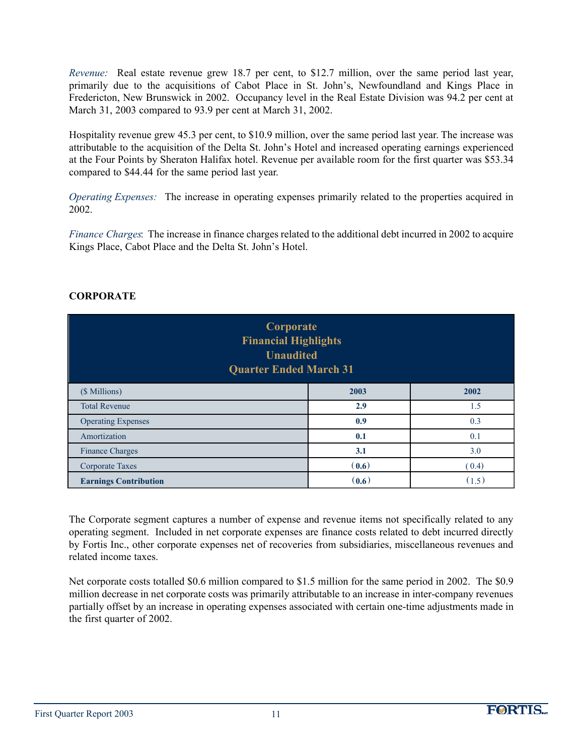*Revenue:* Real estate revenue grew 18.7 per cent, to $12.7 million, over the same period last year, primarily due to the acquisitions of Cabot Place in St. John's, Newfoundland and Kings Place in Fredericton, New Brunswick in 2002. Occupancy level in the Real Estate Division was 94.2 per cent at March 31, 2003 compared to 93.9 per cent at March 31, 2002.

Hospitality revenue grew 45.3 per cent, to $10.9 million, over the same period last year. The increase was attributable to the acquisition of the Delta St. John's Hotel and increased operating earnings experienced at the Four Points by Sheraton Halifax hotel. Revenue per available room for the first quarter was $53.34 compared to $44.44 for the same period last year.

*Operating Expenses:* The increase in operating expenses primarily related to the properties acquired in 2002.

*Finance Charges*: The increase in finance charges related to the additional debt incurred in 2002 to acquire Kings Place, Cabot Place and the Delta St. John's Hotel.

## CORPORATE

**Corporate Financial Highlights Unaudited Quarter Ended March 31**

| ($ Millions) | 2003 | 2002 |
|---|---|---|
| Total Revenue | **2.9** | 1.5 |
| Operating Expenses | **0.9** | 0.3 |
| Amortization | **0.1** | 0.1 |
| Finance Charges | **3.1** | 3.0 |
| Corporate Taxes | **(0.6)** | (0.4) |
| **Earnings Contribution** | **(0.6)** | (1.5) |

The Corporate segment captures a number of expense and revenue items not specifically related to any operating segment. Included in net corporate expenses are finance costs related to debt incurred directly by Fortis Inc., other corporate expenses net of recoveries from subsidiaries, miscellaneous revenues and related income taxes.

Net corporate costs totalled $0.6 million compared to $1.5 million for the same period in 2002. The $0.9 million decrease in net corporate costs was primarily attributable to an increase in inter-company revenues partially offset by an increase in operating expenses associated with certain one-time adjustments made in the first quarter of 2002.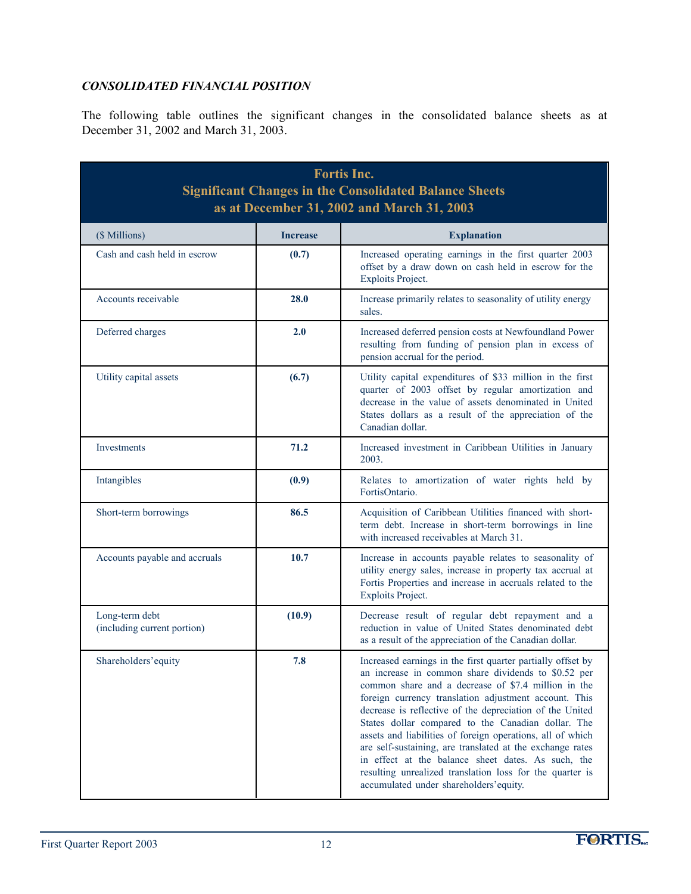***CONSOLIDATED FINANCIAL POSITION***

The following table outlines the significant changes in the consolidated balance sheets as at December 31, 2002 and March 31, 2003.

**Fortis Inc.**
**Significant Changes in the Consolidated Balance Sheets**
**as at December 31, 2002 and March 31, 2003**

| ($ Millions) | Increase | Explanation |
|---|---|---|
| Cash and cash held in escrow | **(0.7)** | Increased operating earnings in the first quarter 2003 offset by a draw down on cash held in escrow for the Exploits Project. |
| Accounts receivable | **28.0** | Increase primarily relates to seasonality of utility energy sales. |
| Deferred charges | **2.0** | Increased deferred pension costs at Newfoundland Power resulting from funding of pension plan in excess of pension accrual for the period. |
| Utility capital assets | **(6.7)** | Utility capital expenditures of $33 million in the first quarter of 2003 offset by regular amortization and decrease in the value of assets denominated in United States dollars as a result of the appreciation of the Canadian dollar. |
| Investments | **71.2** | Increased investment in Caribbean Utilities in January 2003. |
| Intangibles | **(0.9)** | Relates to amortization of water rights held by FortisOntario. |
| Short-term borrowings | **86.5** | Acquisition of Caribbean Utilities financed with short-term debt. Increase in short-term borrowings in line with increased receivables at March 31. |
| Accounts payable and accruals | **10.7** | Increase in accounts payable relates to seasonality of utility energy sales, increase in property tax accrual at Fortis Properties and increase in accruals related to the Exploits Project. |
| Long-term debt (including current portion) | **(10.9)** | Decrease result of regular debt repayment and a reduction in value of United States denominated debt as a result of the appreciation of the Canadian dollar. |
| Shareholders' equity | **7.8** | Increased earnings in the first quarter partially offset by an increase in common share dividends to $0.52 per common share and a decrease of $7.4 million in the foreign currency translation adjustment account. This decrease is reflective of the depreciation of the United States dollar compared to the Canadian dollar. The assets and liabilities of foreign operations, all of which are self-sustaining, are translated at the exchange rates in effect at the balance sheet dates. As such, the resulting unrealized translation loss for the quarter is accumulated under shareholders' equity. |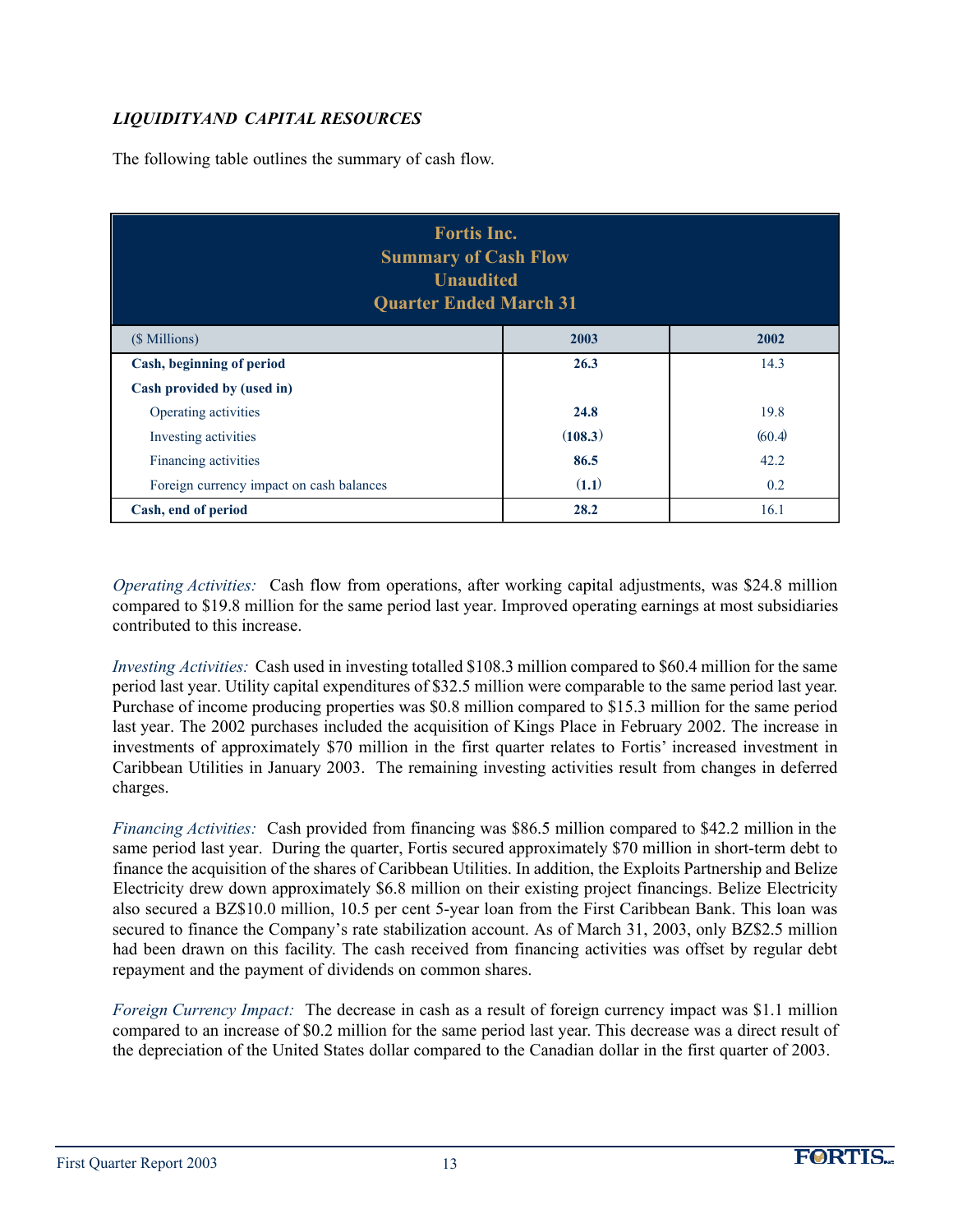## *LIQUIDITYAND CAPITAL RESOURCES*

The following table outlines the summary of cash flow.

| Fortis Inc.<br>Summary of Cash Flow<br>Unaudited<br>Quarter Ended March 31 | | |
|---|---|---|
| ($ Millions) | **2003** | **2002** |
| **Cash, beginning of period** | **26.3** | 14.3 |
| **Cash provided by (used in)** | | |
| Operating activities | **24.8** | 19.8 |
| Investing activities | **(108.3)** | (60.4) |
| Financing activities | **86.5** | 42.2 |
| Foreign currency impact on cash balances | **(1.1)** | 0.2 |
| **Cash, end of period** | **28.2** | 16.1 |

*Operating Activities:* Cash flow from operations, after working capital adjustments, was $24.8 million compared to $19.8 million for the same period last year. Improved operating earnings at most subsidiaries contributed to this increase.

*Investing Activities:* Cash used in investing totalled $108.3 million compared to $60.4 million for the same period last year. Utility capital expenditures of $32.5 million were comparable to the same period last year. Purchase of income producing properties was $0.8 million compared to $15.3 million for the same period last year. The 2002 purchases included the acquisition of Kings Place in February 2002. The increase in investments of approximately $70 million in the first quarter relates to Fortis' increased investment in Caribbean Utilities in January 2003. The remaining investing activities result from changes in deferred charges.

*Financing Activities:* Cash provided from financing was $86.5 million compared to $42.2 million in the same period last year. During the quarter, Fortis secured approximately $70 million in short-term debt to finance the acquisition of the shares of Caribbean Utilities. In addition, the Exploits Partnership and Belize Electricity drew down approximately $6.8 million on their existing project financings. Belize Electricity also secured a BZ$10.0 million, 10.5 per cent 5-year loan from the First Caribbean Bank. This loan was secured to finance the Company's rate stabilization account. As of March 31, 2003, only BZ$2.5 million had been drawn on this facility. The cash received from financing activities was offset by regular debt repayment and the payment of dividends on common shares.

*Foreign Currency Impact:* The decrease in cash as a result of foreign currency impact was $1.1 million compared to an increase of $0.2 million for the same period last year. This decrease was a direct result of the depreciation of the United States dollar compared to the Canadian dollar in the first quarter of 2003.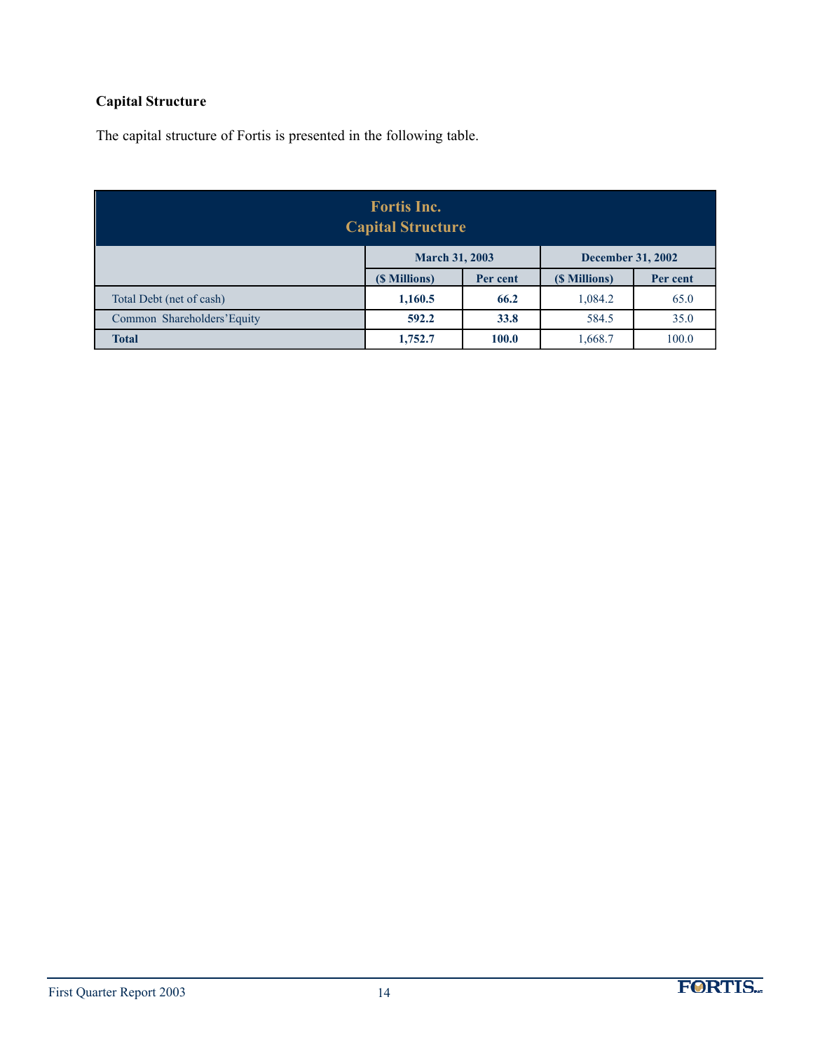**Capital Structure**

The capital structure of Fortis is presented in the following table.

| Fortis Inc. Capital Structure | | | | |
|---|---|---|---|---|
| | **March 31, 2003** | | **December 31, 2002** | |
| | **($ Millions)** | **Per cent** | **($ Millions)** | **Per cent** |
| Total Debt (net of cash) | **1,160.5** | **66.2** | 1,084.2 | 65.0 |
| Common Shareholders' Equity | **592.2** | **33.8** | 584.5 | 35.0 |
| **Total** | **1,752.7** | **100.0** | 1,668.7 | 100.0 |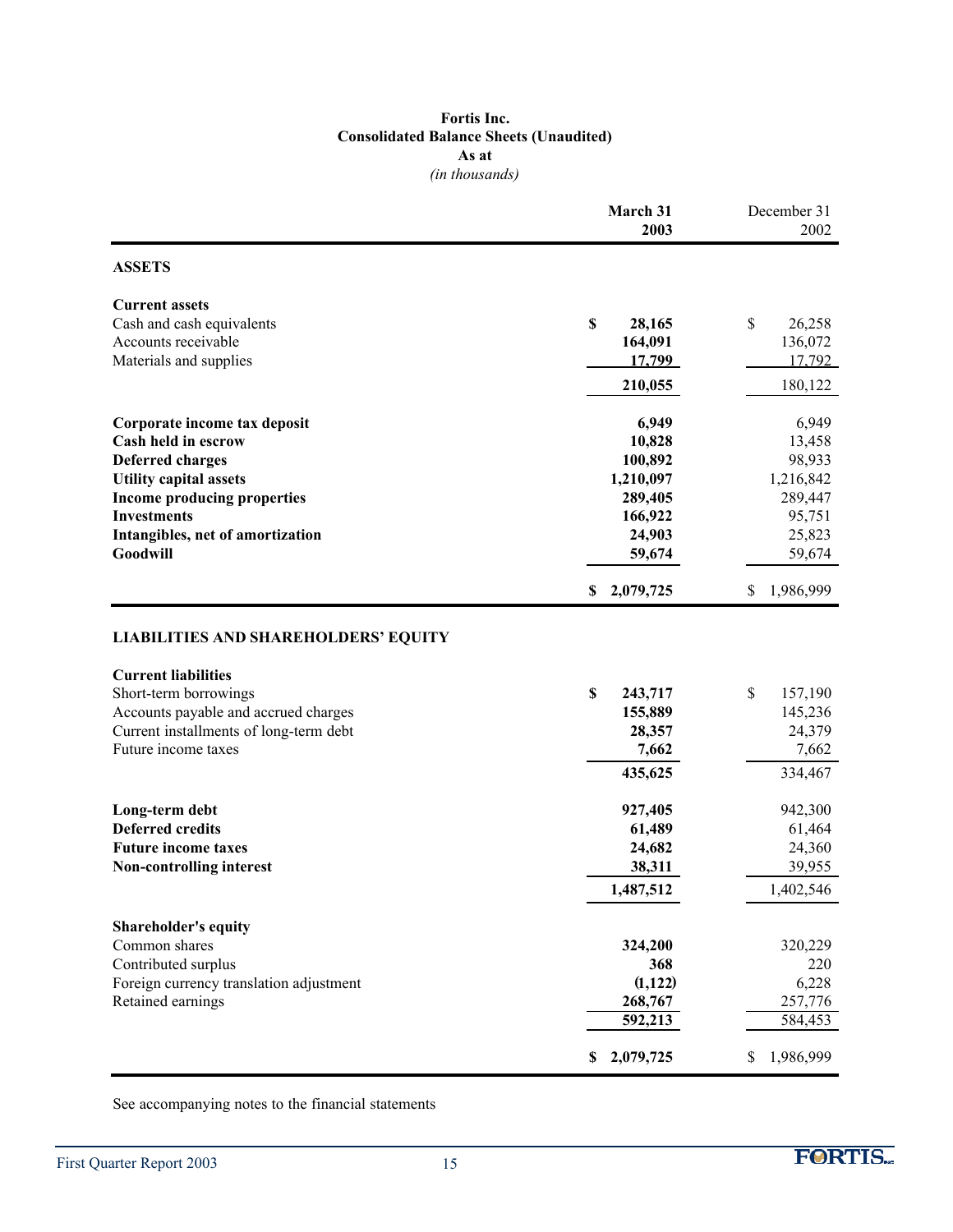# Fortis Inc.
## Consolidated Balance Sheets (Unaudited)
### As at
*(in thousands)*

| | March 31 2003 | December 31 2002 |
|---|---|---|
| **ASSETS** | | |
| **Current assets** | | |
| Cash and cash equivalents | **$ 28,165** | $ 26,258 |
| Accounts receivable | **164,091** | 136,072 |
| Materials and supplies | **17,799** | 17,792 |
| | **210,055** | 180,122 |
| **Corporate income tax deposit** | **6,949** | 6,949 |
| **Cash held in escrow** | **10,828** | 13,458 |
| **Deferred charges** | **100,892** | 98,933 |
| **Utility capital assets** | **1,210,097** | 1,216,842 |
| **Income producing properties** | **289,405** | 289,447 |
| **Investments** | **166,922** | 95,751 |
| **Intangibles, net of amortization** | **24,903** | 25,823 |
| **Goodwill** | **59,674** | 59,674 |
| | **$ 2,079,725** | $ 1,986,999 |
| **LIABILITIES AND SHAREHOLDERS' EQUITY** | | |
| **Current liabilities** | | |
| Short-term borrowings | **$ 243,717** | $ 157,190 |
| Accounts payable and accrued charges | **155,889** | 145,236 |
| Current installments of long-term debt | **28,357** | 24,379 |
| Future income taxes | **7,662** | 7,662 |
| | **435,625** | 334,467 |
| **Long-term debt** | **927,405** | 942,300 |
| **Deferred credits** | **61,489** | 61,464 |
| **Future income taxes** | **24,682** | 24,360 |
| **Non-controlling interest** | **38,311** | 39,955 |
| | **1,487,512** | 1,402,546 |
| **Shareholder's equity** | | |
| Common shares | **324,200** | 320,229 |
| Contributed surplus | **368** | 220 |
| Foreign currency translation adjustment | **(1,122)** | 6,228 |
| Retained earnings | **268,767** | 257,776 |
| | **592,213** | 584,453 |
| | **$ 2,079,725** | $ 1,986,999 |

See accompanying notes to the financial statements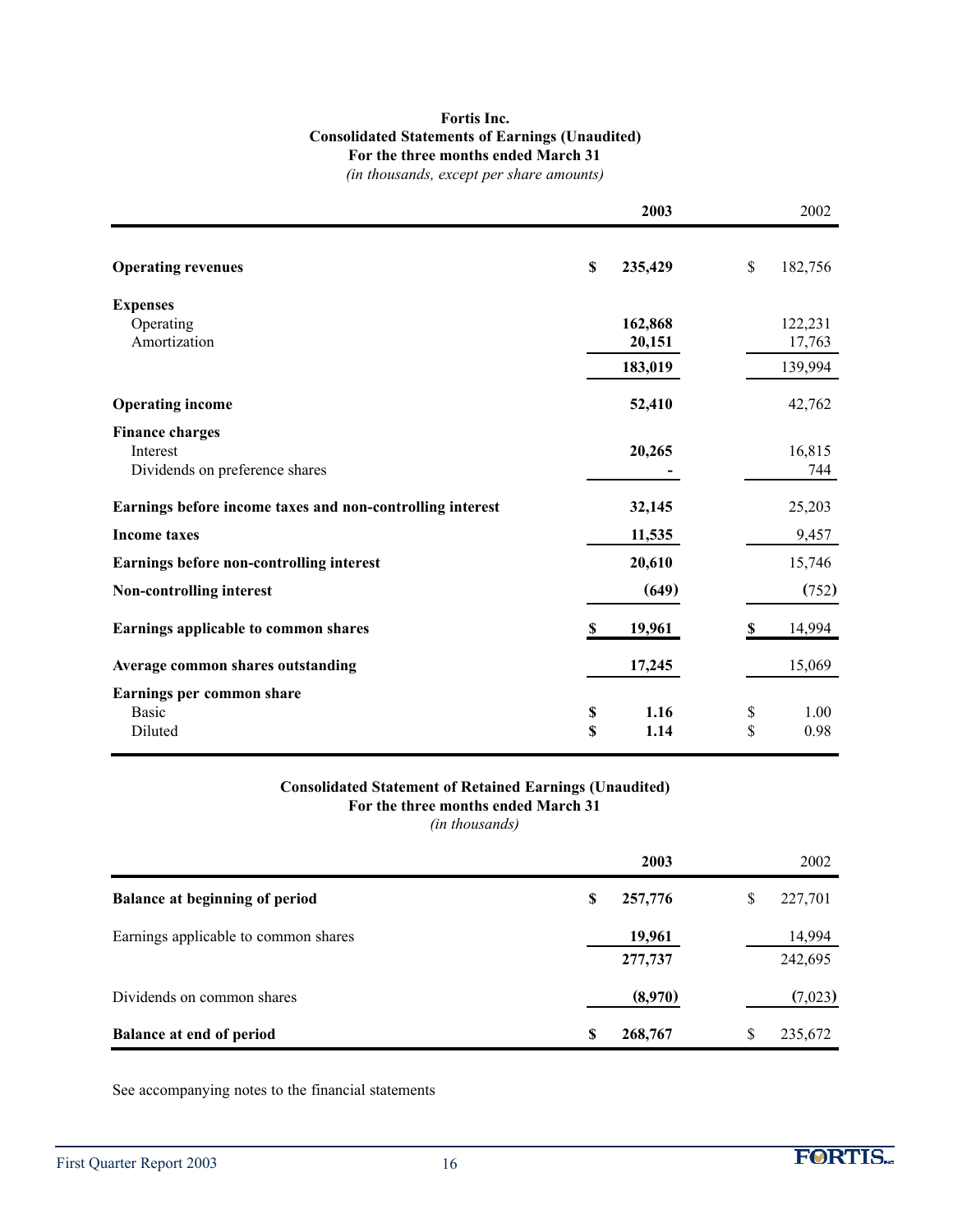**Fortis Inc.**
**Consolidated Statements of Earnings (Unaudited)**
**For the three months ended March 31**
*(in thousands, except per share amounts)*

| | **2003** | 2002 |
|---|---|---|
| **Operating revenues** | **$ 235,429** | $ 182,756 |
| **Expenses** | | |
| Operating | **162,868** | 122,231 |
| Amortization | **20,151** | 17,763 |
| | **183,019** | 139,994 |
| **Operating income** | **52,410** | 42,762 |
| **Finance charges** | | |
| Interest | **20,265** | 16,815 |
| Dividends on preference shares | **-** | 744 |
| **Earnings before income taxes and non-controlling interest** | **32,145** | 25,203 |
| **Income taxes** | **11,535** | 9,457 |
| **Earnings before non-controlling interest** | **20,610** | 15,746 |
| **Non-controlling interest** | **(649)** | (752) |
| **Earnings applicable to common shares** | **$ 19,961** | $ 14,994 |
| **Average common shares outstanding** | **17,245** | 15,069 |
| **Earnings per common share** | | |
| Basic | **$ 1.16** | $ 1.00 |
| Diluted | **$ 1.14** | $ 0.98 |

**Consolidated Statement of Retained Earnings (Unaudited)**
**For the three months ended March 31**
*(in thousands)*

| | **2003** | 2002 |
|---|---|---|
| **Balance at beginning of period** | **$ 257,776** | $ 227,701 |
| Earnings applicable to common shares | **19,961** | 14,994 |
| | **277,737** | 242,695 |
| Dividends on common shares | **(8,970)** | (7,023) |
| **Balance at end of period** | **$ 268,767** | $ 235,672 |

See accompanying notes to the financial statements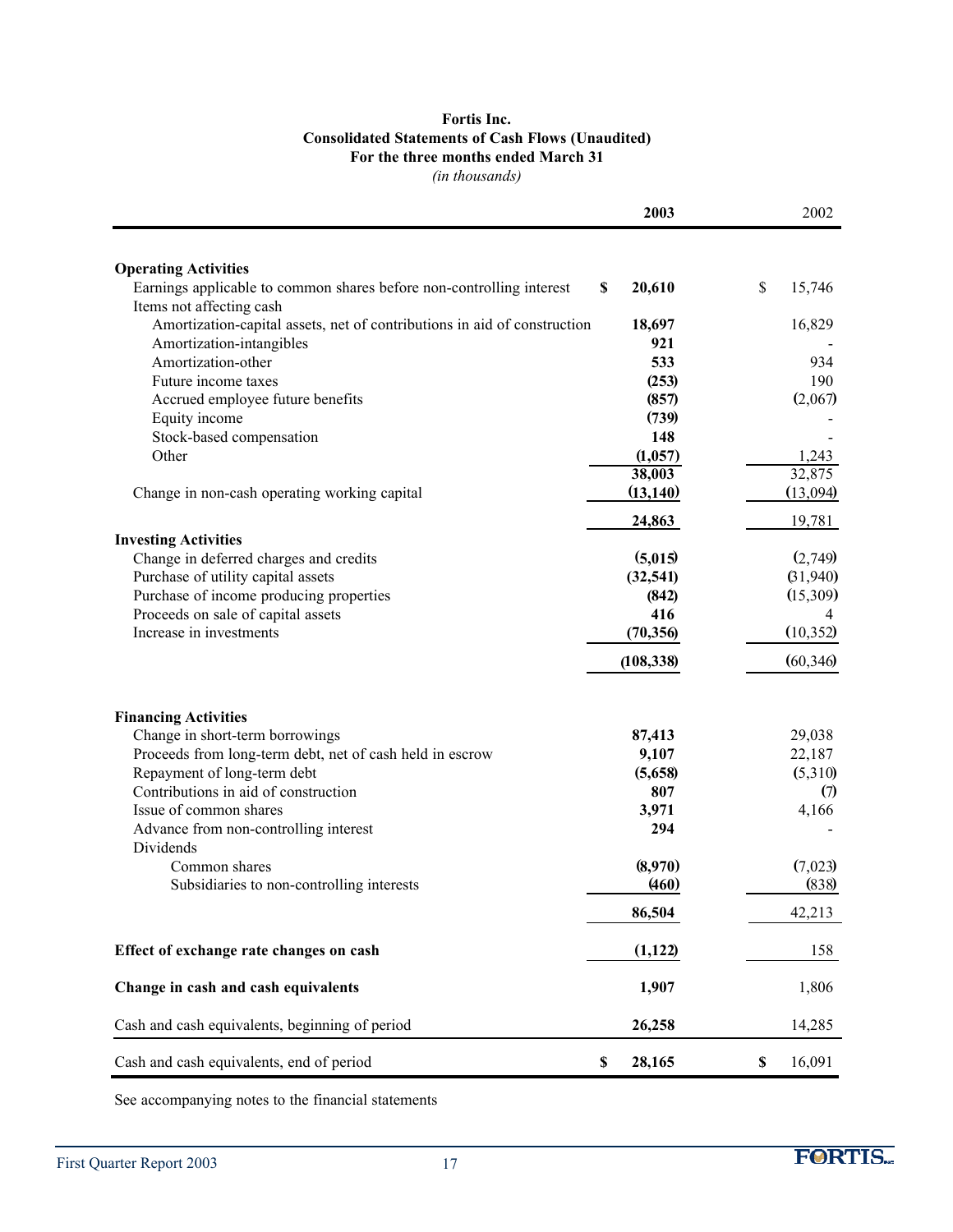**Fortis Inc.**
**Consolidated Statements of Cash Flows (Unaudited)**
**For the three months ended March 31**
*(in thousands)*

| | **2003** | 2002 |
|---|---|---|
| **Operating Activities** | | |
| Earnings applicable to common shares before non-controlling interest | **$ 20,610** | $ 15,746 |
| Items not affecting cash | | |
| Amortization-capital assets, net of contributions in aid of construction | **18,697** | 16,829 |
| Amortization-intangibles | **921** | - |
| Amortization-other | **533** | 934 |
| Future income taxes | **(253)** | 190 |
| Accrued employee future benefits | **(857)** | (2,067) |
| Equity income | **(739)** | - |
| Stock-based compensation | **148** | - |
| Other | **(1,057)** | 1,243 |
| | **38,003** | 32,875 |
| Change in non-cash operating working capital | **(13,140)** | (13,094) |
| | **24,863** | 19,781 |
| **Investing Activities** | | |
| Change in deferred charges and credits | **(5,015)** | (2,749) |
| Purchase of utility capital assets | **(32,541)** | (31,940) |
| Purchase of income producing properties | **(842)** | (15,309) |
| Proceeds on sale of capital assets | **416** | 4 |
| Increase in investments | **(70,356)** | (10,352) |
| | **(108,338)** | (60,346) |
| **Financing Activities** | | |
| Change in short-term borrowings | **87,413** | 29,038 |
| Proceeds from long-term debt, net of cash held in escrow | **9,107** | 22,187 |
| Repayment of long-term debt | **(5,658)** | (5,310) |
| Contributions in aid of construction | **807** | (7) |
| Issue of common shares | **3,971** | 4,166 |
| Advance from non-controlling interest | **294** | - |
| Dividends | | |
| Common shares | **(8,970)** | (7,023) |
| Subsidiaries to non-controlling interests | **(460)** | (838) |
| | **86,504** | 42,213 |
| **Effect of exchange rate changes on cash** | **(1,122)** | 158 |
| **Change in cash and cash equivalents** | **1,907** | 1,806 |
| Cash and cash equivalents, beginning of period | **26,258** | 14,285 |
| Cash and cash equivalents, end of period | **$ 28,165** | **$** 16,091 |

See accompanying notes to the financial statements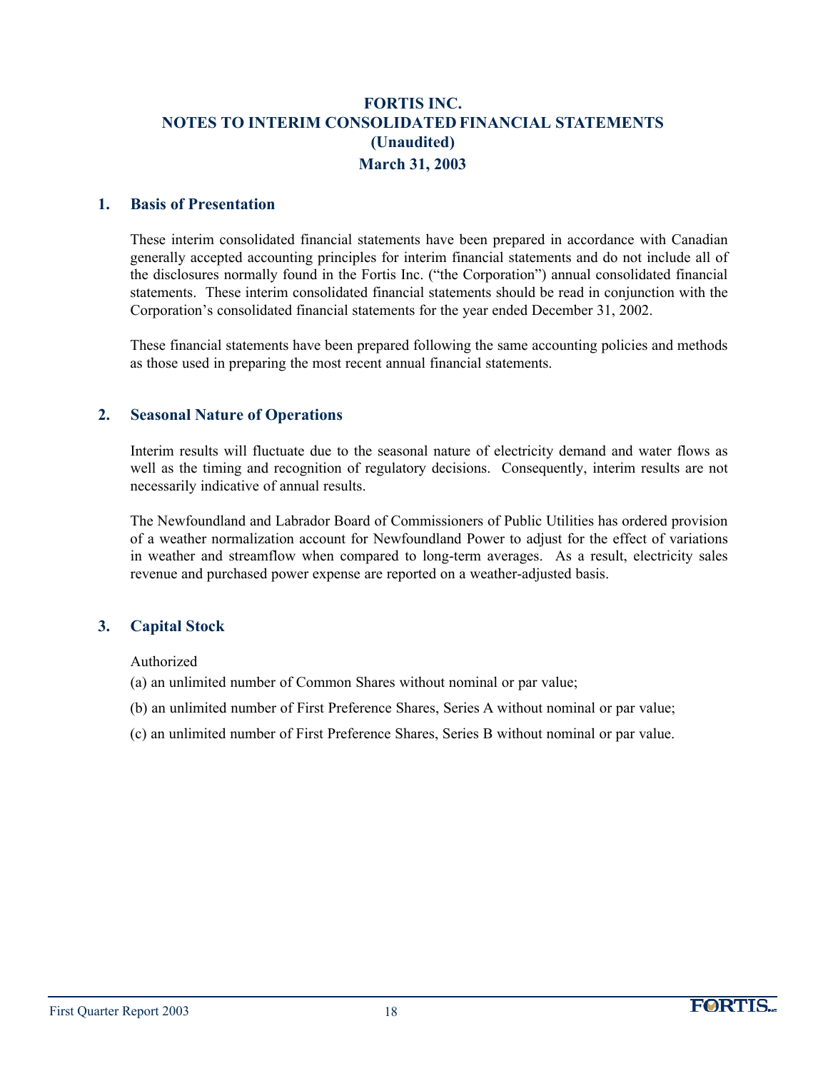# FORTIS INC.
# NOTES TO INTERIM CONSOLIDATED FINANCIAL STATEMENTS
# (Unaudited)
# March 31, 2003

## 1. Basis of Presentation

These interim consolidated financial statements have been prepared in accordance with Canadian generally accepted accounting principles for interim financial statements and do not include all of the disclosures normally found in the Fortis Inc. ("the Corporation") annual consolidated financial statements. These interim consolidated financial statements should be read in conjunction with the Corporation's consolidated financial statements for the year ended December 31, 2002.

These financial statements have been prepared following the same accounting policies and methods as those used in preparing the most recent annual financial statements.

## 2. Seasonal Nature of Operations

Interim results will fluctuate due to the seasonal nature of electricity demand and water flows as well as the timing and recognition of regulatory decisions. Consequently, interim results are not necessarily indicative of annual results.

The Newfoundland and Labrador Board of Commissioners of Public Utilities has ordered provision of a weather normalization account for Newfoundland Power to adjust for the effect of variations in weather and streamflow when compared to long-term averages. As a result, electricity sales revenue and purchased power expense are reported on a weather-adjusted basis.

## 3. Capital Stock

Authorized

(a) an unlimited number of Common Shares without nominal or par value;

(b) an unlimited number of First Preference Shares, Series A without nominal or par value;

(c) an unlimited number of First Preference Shares, Series B without nominal or par value.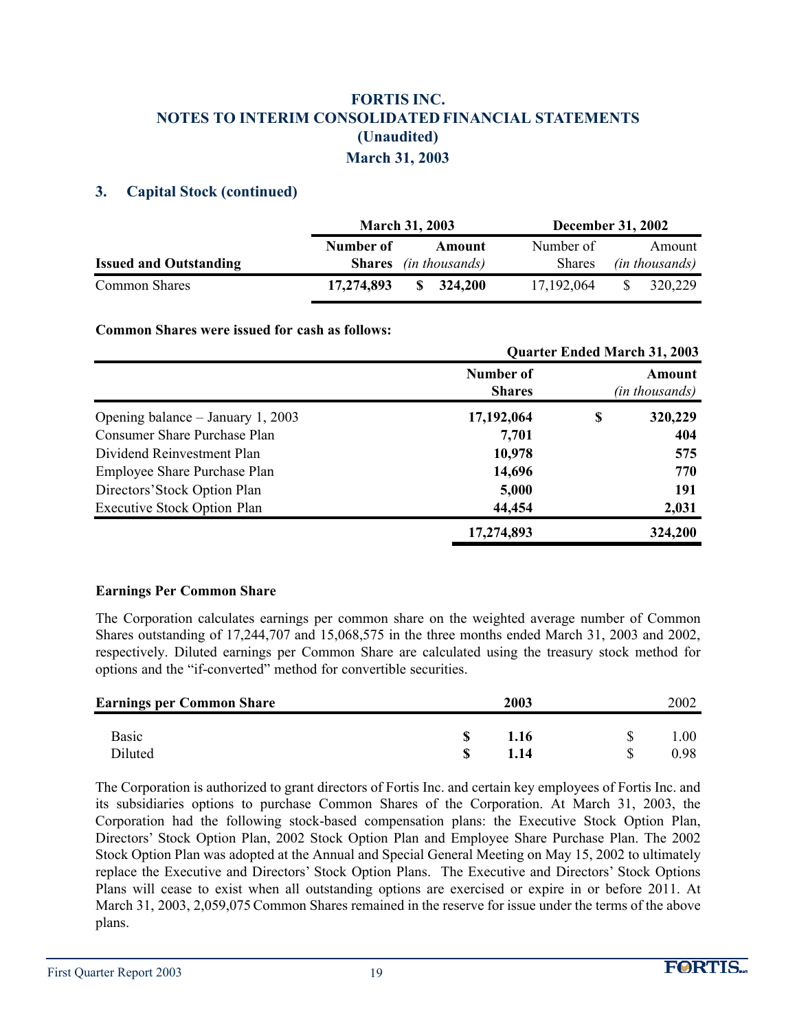# FORTIS INC.
## NOTES TO INTERIM CONSOLIDATED FINANCIAL STATEMENTS
### (Unaudited)
### March 31, 2003

### 3. Capital Stock (continued)

| | March 31, 2003 | | December 31, 2002 | |
|---|---|---|---|---|
| **Issued and Outstanding** | **Number of Shares** | **Amount** *(in thousands)* | Number of Shares | Amount *(in thousands)* |
| Common Shares | **17,274,893** | **$ 324,200** | 17,192,064 | $ 320,229 |

**Common Shares were issued for cash as follows:**

| | Quarter Ended March 31, 2003 | |
|---|---|---|
| | **Number of Shares** | **Amount** *(in thousands)* |
| Opening balance – January 1, 2003 | **17,192,064** | **$ 320,229** |
| Consumer Share Purchase Plan | **7,701** | **404** |
| Dividend Reinvestment Plan | **10,978** | **575** |
| Employee Share Purchase Plan | **14,696** | **770** |
| Directors' Stock Option Plan | **5,000** | **191** |
| Executive Stock Option Plan | **44,454** | **2,031** |
| | **17,274,893** | **324,200** |

**Earnings Per Common Share**

The Corporation calculates earnings per common share on the weighted average number of Common Shares outstanding of 17,244,707 and 15,068,575 in the three months ended March 31, 2003 and 2002, respectively. Diluted earnings per Common Share are calculated using the treasury stock method for options and the "if-converted" method for convertible securities.

| **Earnings per Common Share** | **2003** | 2002 |
|---|---|---|
| Basic | **$ 1.16** | $ 1.00 |
| Diluted | **$ 1.14** | $ 0.98 |

The Corporation is authorized to grant directors of Fortis Inc. and certain key employees of Fortis Inc. and its subsidiaries options to purchase Common Shares of the Corporation. At March 31, 2003, the Corporation had the following stock-based compensation plans: the Executive Stock Option Plan, Directors' Stock Option Plan, 2002 Stock Option Plan and Employee Share Purchase Plan. The 2002 Stock Option Plan was adopted at the Annual and Special General Meeting on May 15, 2002 to ultimately replace the Executive and Directors' Stock Option Plans. The Executive and Directors' Stock Options Plans will cease to exist when all outstanding options are exercised or expire in or before 2011. At March 31, 2003, 2,059,075 Common Shares remained in the reserve for issue under the terms of the above plans.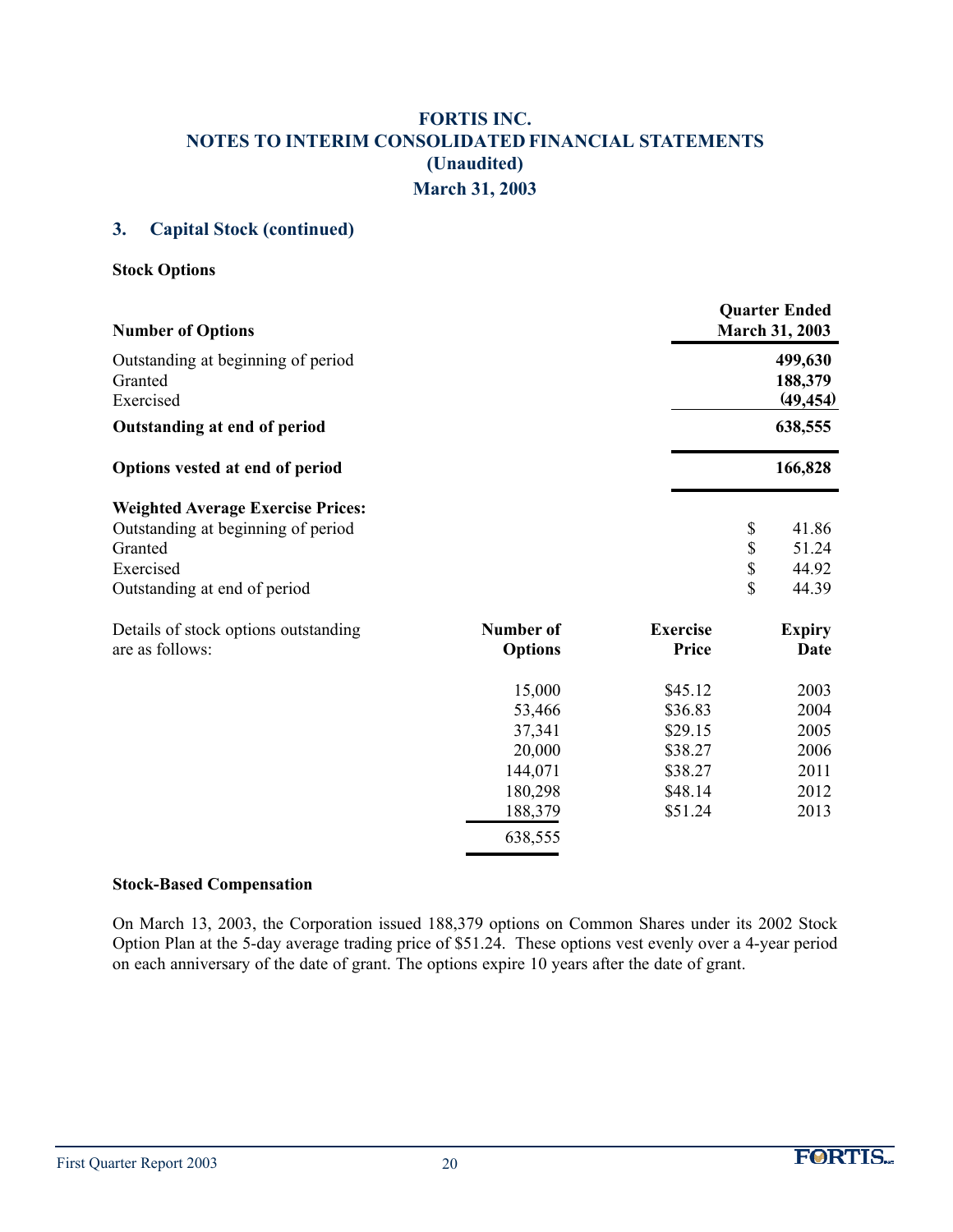# FORTIS INC.
## NOTES TO INTERIM CONSOLIDATED FINANCIAL STATEMENTS
## (Unaudited)
## March 31, 2003

### 3. Capital Stock (continued)

**Stock Options**

| Number of Options | Quarter Ended March 31, 2003 |
|---|---|
| Outstanding at beginning of period | **499,630** |
| Granted | **188,379** |
| Exercised | **(49,454)** |
| **Outstanding at end of period** | **638,555** |
| **Options vested at end of period** | **166,828** |
| **Weighted Average Exercise Prices:** | |
| Outstanding at beginning of period | $ 41.86 |
| Granted | $ 51.24 |
| Exercised | $ 44.92 |
| Outstanding at end of period | $ 44.39 |

| Details of stock options outstanding are as follows: | Number of Options | Exercise Price | Expiry Date |
|---|---|---|---|
| | 15,000 | $45.12 | 2003 |
| | 53,466 | $36.83 | 2004 |
| | 37,341 | $29.15 | 2005 |
| | 20,000 | $38.27 | 2006 |
| | 144,071 | $38.27 | 2011 |
| | 180,298 | $48.14 | 2012 |
| | 188,379 | $51.24 | 2013 |
| | 638,555 | | |

**Stock-Based Compensation**

On March 13, 2003, the Corporation issued 188,379 options on Common Shares under its 2002 Stock Option Plan at the 5-day average trading price of $51.24. These options vest evenly over a 4-year period on each anniversary of the date of grant. The options expire 10 years after the date of grant.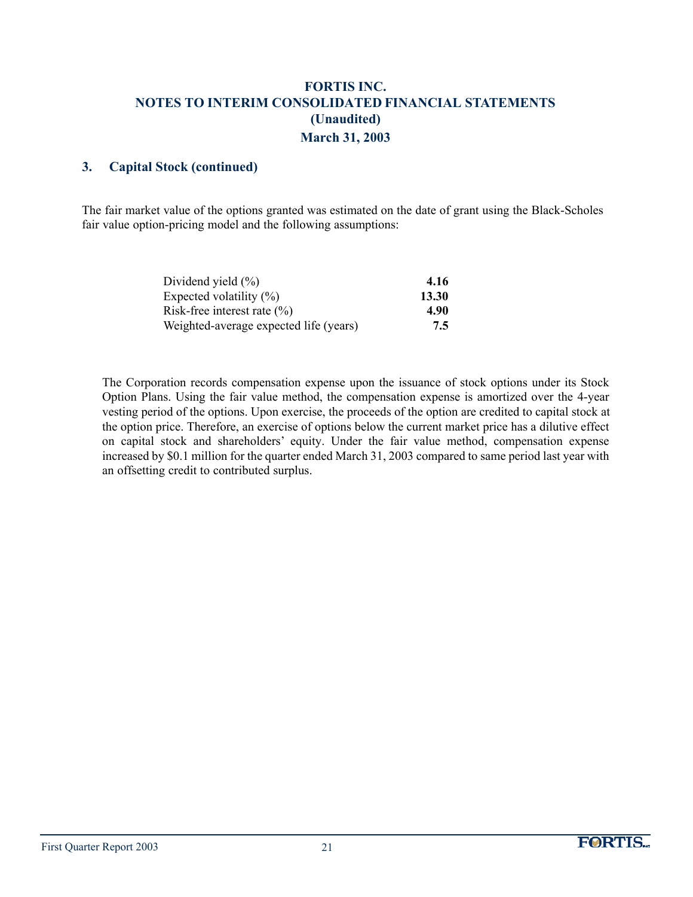## FORTIS INC.
## NOTES TO INTERIM CONSOLIDATED FINANCIAL STATEMENTS
## (Unaudited)
## March 31, 2003

### 3. Capital Stock (continued)

The fair market value of the options granted was estimated on the date of grant using the Black-Scholes fair value option-pricing model and the following assumptions:

| | |
|---|---|
| Dividend yield (%) | **4.16** |
| Expected volatility (%) | **13.30** |
| Risk-free interest rate (%) | **4.90** |
| Weighted-average expected life (years) | **7.5** |

The Corporation records compensation expense upon the issuance of stock options under its Stock Option Plans. Using the fair value method, the compensation expense is amortized over the 4-year vesting period of the options. Upon exercise, the proceeds of the option are credited to capital stock at the option price. Therefore, an exercise of options below the current market price has a dilutive effect on capital stock and shareholders' equity. Under the fair value method, compensation expense increased by $0.1 million for the quarter ended March 31, 2003 compared to same period last year with an offsetting credit to contributed surplus.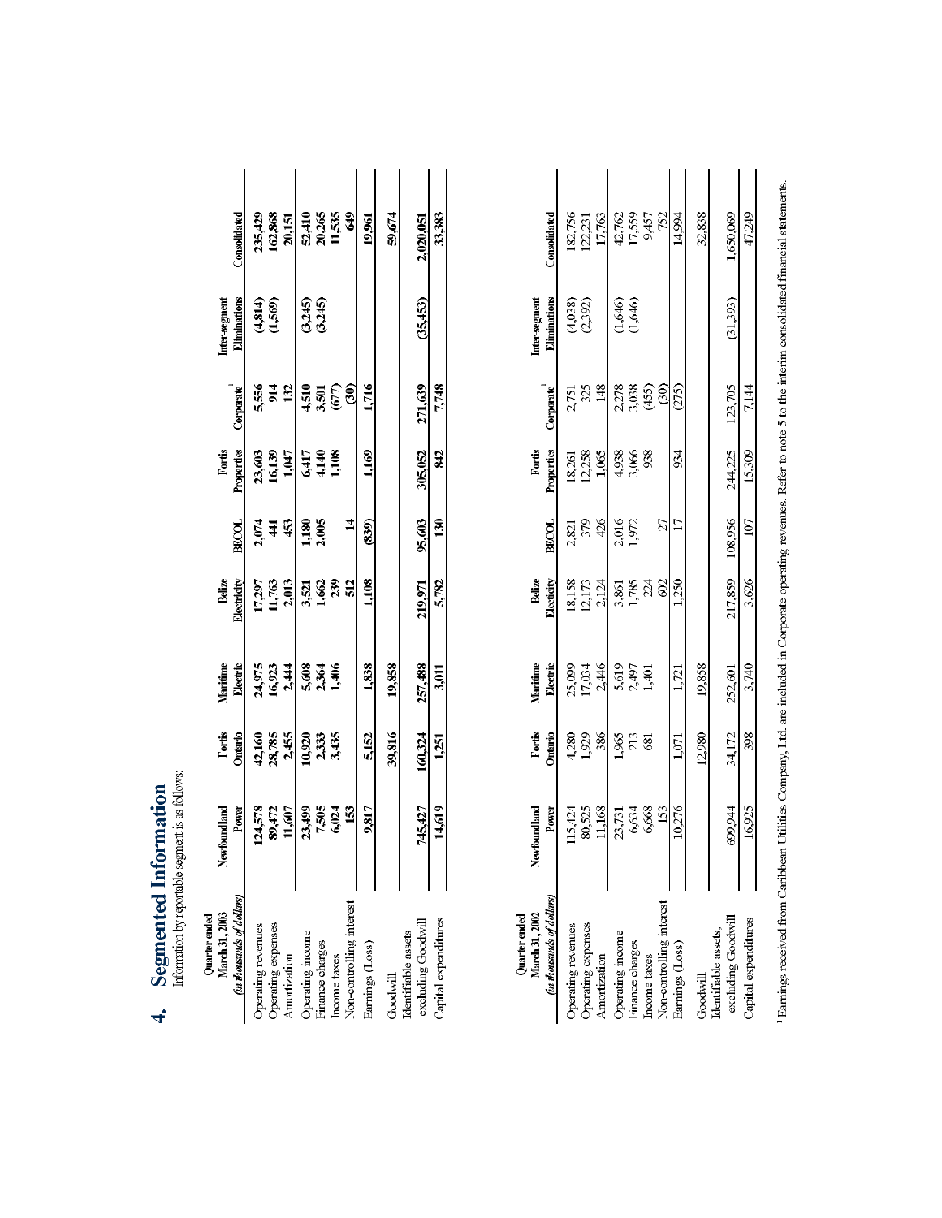## 4. Segmented Information

Information by reportable segment is as follows:

| Quarter ended March 31, 2003 (in thousands of dollars) | Newfoundland Power | Fortis Ontario | Maritime Electric | Belize Electricity | BECOL | Fortis Properties | Corporate[1] | Inter-segment Eliminations | Consolidated |
|---|---|---|---|---|---|---|---|---|---|
| Operating revenues | 124,578 | 42,160 | 24,975 | 17,297 | 2,074 | 23,603 | 5,556 | (4,814) | 235,429 |
| Operating expenses | 89,472 | 28,785 | 16,923 | 11,763 | 441 | 16,139 | 914 | (1,569) | 162,868 |
| Amortization | 11,607 | 2,455 | 2,444 | 2,013 | 453 | 1,047 | 132 | | 20,151 |
| Operating income | 23,499 | 10,920 | 5,608 | 3,521 | 1,180 | 6,417 | 4,510 | (3,245) | 52,410 |
| Finance charges | 7,505 | 2,333 | 2,364 | 1,662 | 2,005 | 4,140 | 3,501 | (3,245) | 20,265 |
| Income taxes | 6,024 | 3,435 | 1,406 | 239 | | 1,108 | (677) | | 11,535 |
| Non-controlling interest | 153 | | | 512 | 14 | | (30) | | 649 |
| Earnings (Loss) | 9,817 | 5,152 | 1,838 | 1,108 | (839) | 1,169 | 1,716 | | 19,961 |
| Goodwill | | 39,816 | 19,858 | | | | | | 59,674 |
| Identifiable assets excluding Goodwill | 745,427 | 160,324 | 257,488 | 219,971 | 95,603 | 305,052 | 271,639 | (35,453) | 2,020,051 |
| Capital expenditures | 14,619 | 1,251 | 3,011 | 5,782 | 130 | 842 | 7,748 | | 33,383 |

| Quarter ended March 31, 2002 (in thousands of dollars) | Newfoundland Power | Fortis Ontario | Maritime Electric | Belize Electricity | BECOL | Fortis Properties | Corporate[1] | Inter-segment Eliminations | Consolidated |
|---|---|---|---|---|---|---|---|---|---|
| Operating revenues | 115,424 | 4,280 | 25,099 | 18,158 | 2,821 | 18,261 | 2,751 | (4,038) | 182,756 |
| Operating expenses | 80,525 | 1,929 | 17,034 | 12,173 | 379 | 12,258 | 325 | (2,392) | 122,231 |
| Amortization | 11,168 | 386 | 2,446 | 2,124 | 426 | 1,065 | 148 | | 17,763 |
| Operating income | 23,731 | 1,965 | 5,619 | 3,861 | 2,016 | 4,938 | 2,278 | (1,646) | 42,762 |
| Finance charges | 6,634 | 213 | 2,497 | 1,785 | 1,972 | 3,066 | 3,038 | (1,646) | 17,559 |
| Income taxes | 6,668 | 681 | 1,401 | 224 | | 938 | (455) | | 9,457 |
| Non-controlling interest | 153 | | | 602 | 27 | | (30) | | 752 |
| Earnings (Loss) | 10,276 | 1,071 | 1,721 | 1,250 | 17 | 934 | (275) | | 14,994 |
| Goodwill | | 12,980 | 19,858 | | | | | | 32,838 |
| Identifiable assets, excluding Goodwill | 699,944 | 34,172 | 252,601 | 217,859 | 108,956 | 244,225 | 123,705 | (31,393) | 1,650,069 |
| Capital expenditures | 16,925 | 398 | 3,740 | 3,626 | 107 | 15,309 | 7,144 | | 47,249 |

[1] Earnings received from Caribbean Utilities Company, Ltd. are included in Corporate operating revenues. Refer to note 5 to the interim consolidated financial statements.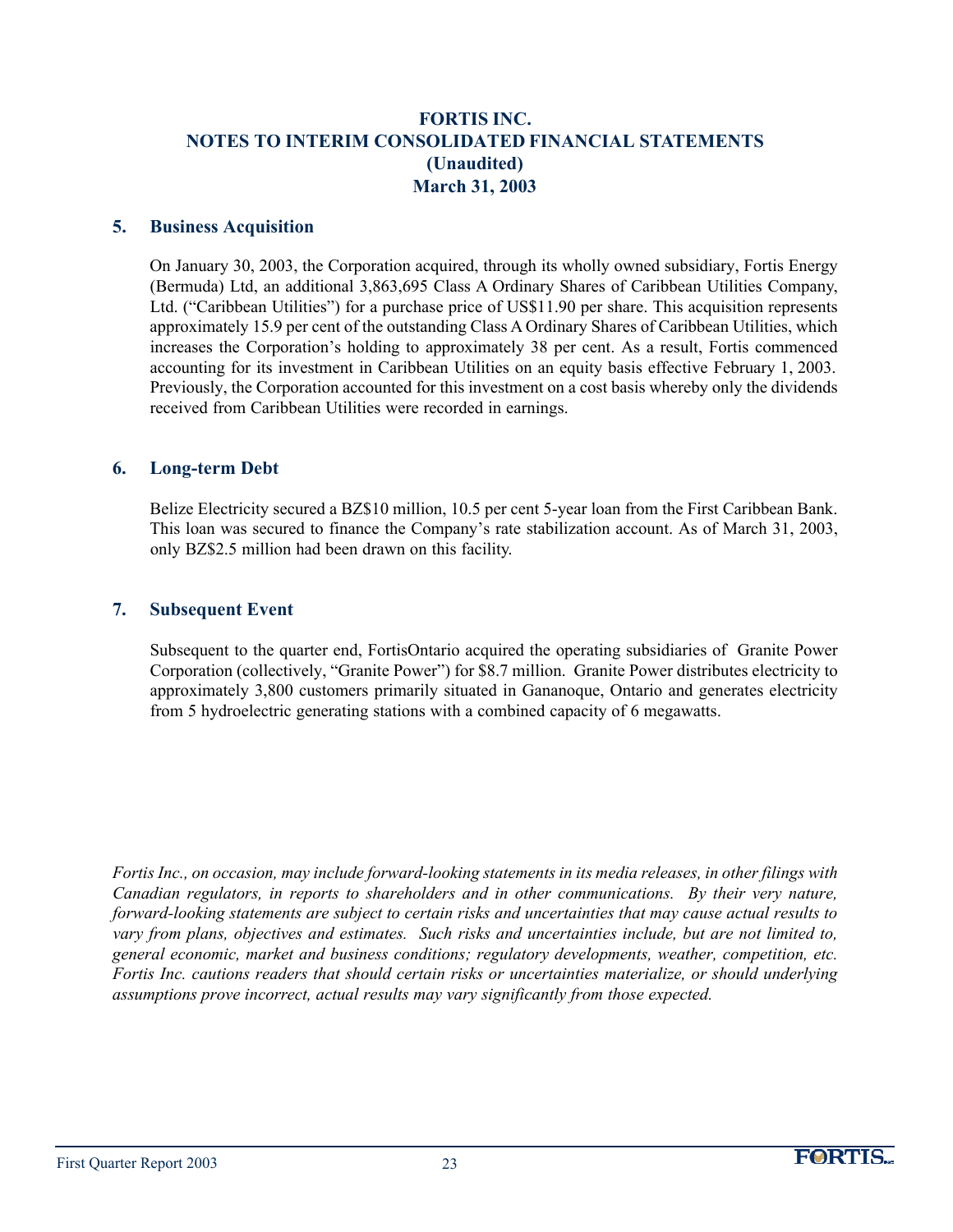# FORTIS INC.
# NOTES TO INTERIM CONSOLIDATED FINANCIAL STATEMENTS
# (Unaudited)
# March 31, 2003

## 5. Business Acquisition

On January 30, 2003, the Corporation acquired, through its wholly owned subsidiary, Fortis Energy (Bermuda) Ltd, an additional 3,863,695 Class A Ordinary Shares of Caribbean Utilities Company, Ltd. ("Caribbean Utilities") for a purchase price of US$11.90 per share. This acquisition represents approximately 15.9 per cent of the outstanding Class A Ordinary Shares of Caribbean Utilities, which increases the Corporation's holding to approximately 38 per cent. As a result, Fortis commenced accounting for its investment in Caribbean Utilities on an equity basis effective February 1, 2003. Previously, the Corporation accounted for this investment on a cost basis whereby only the dividends received from Caribbean Utilities were recorded in earnings.

## 6. Long-term Debt

Belize Electricity secured a BZ$10 million, 10.5 per cent 5-year loan from the First Caribbean Bank. This loan was secured to finance the Company's rate stabilization account. As of March 31, 2003, only BZ$2.5 million had been drawn on this facility.

## 7. Subsequent Event

Subsequent to the quarter end, FortisOntario acquired the operating subsidiaries of Granite Power Corporation (collectively, "Granite Power") for $8.7 million. Granite Power distributes electricity to approximately 3,800 customers primarily situated in Gananoque, Ontario and generates electricity from 5 hydroelectric generating stations with a combined capacity of 6 megawatts.

*Fortis Inc., on occasion, may include forward-looking statements in its media releases, in other filings with Canadian regulators, in reports to shareholders and in other communications. By their very nature, forward-looking statements are subject to certain risks and uncertainties that may cause actual results to vary from plans, objectives and estimates. Such risks and uncertainties include, but are not limited to, general economic, market and business conditions; regulatory developments, weather, competition, etc. Fortis Inc. cautions readers that should certain risks or uncertainties materialize, or should underlying assumptions prove incorrect, actual results may vary significantly from those expected.*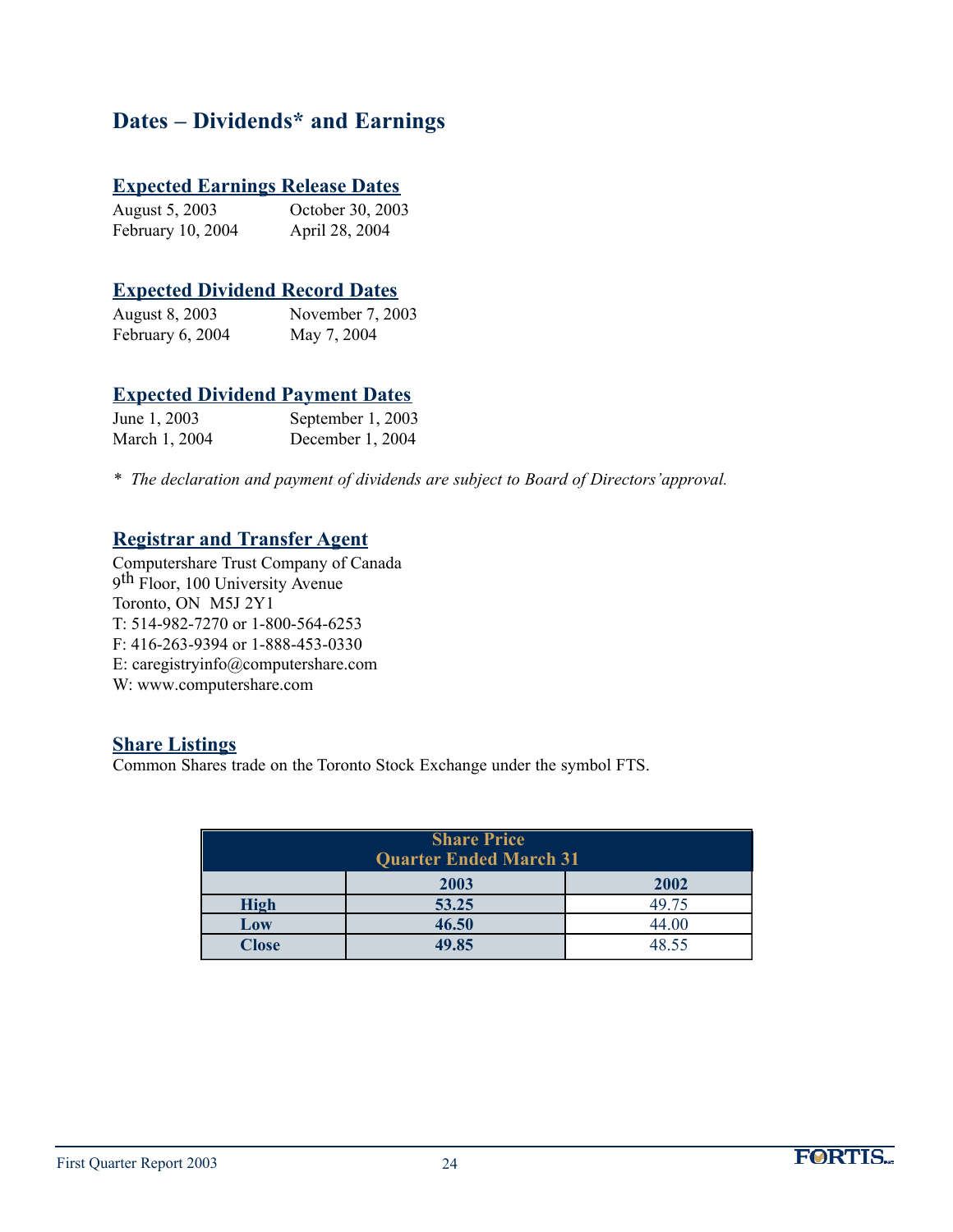# Dates – Dividends* and Earnings

## Expected Earnings Release Dates

August 5, 2003 October 30, 2003
February 10, 2004 April 28, 2004

## Expected Dividend Record Dates

August 8, 2003 November 7, 2003
February 6, 2004 May 7, 2004

## Expected Dividend Payment Dates

June 1, 2003 September 1, 2003
March 1, 2004 December 1, 2004

* *The declaration and payment of dividends are subject to Board of Directors' approval.*

## Registrar and Transfer Agent

Computershare Trust Company of Canada
9th Floor, 100 University Avenue
Toronto, ON M5J 2Y1
T: 514-982-7270 or 1-800-564-6253
F: 416-263-9394 or 1-888-453-0330
E: caregistryinfo@computershare.com
W: www.computershare.com

## Share Listings

Common Shares trade on the Toronto Stock Exchange under the symbol FTS.

| Share Price Quarter Ended March 31 | | |
|---|---|---|
| | **2003** | **2002** |
| **High** | **53.25** | 49.75 |
| **Low** | **46.50** | 44.00 |
| **Close** | **49.85** | 48.55 |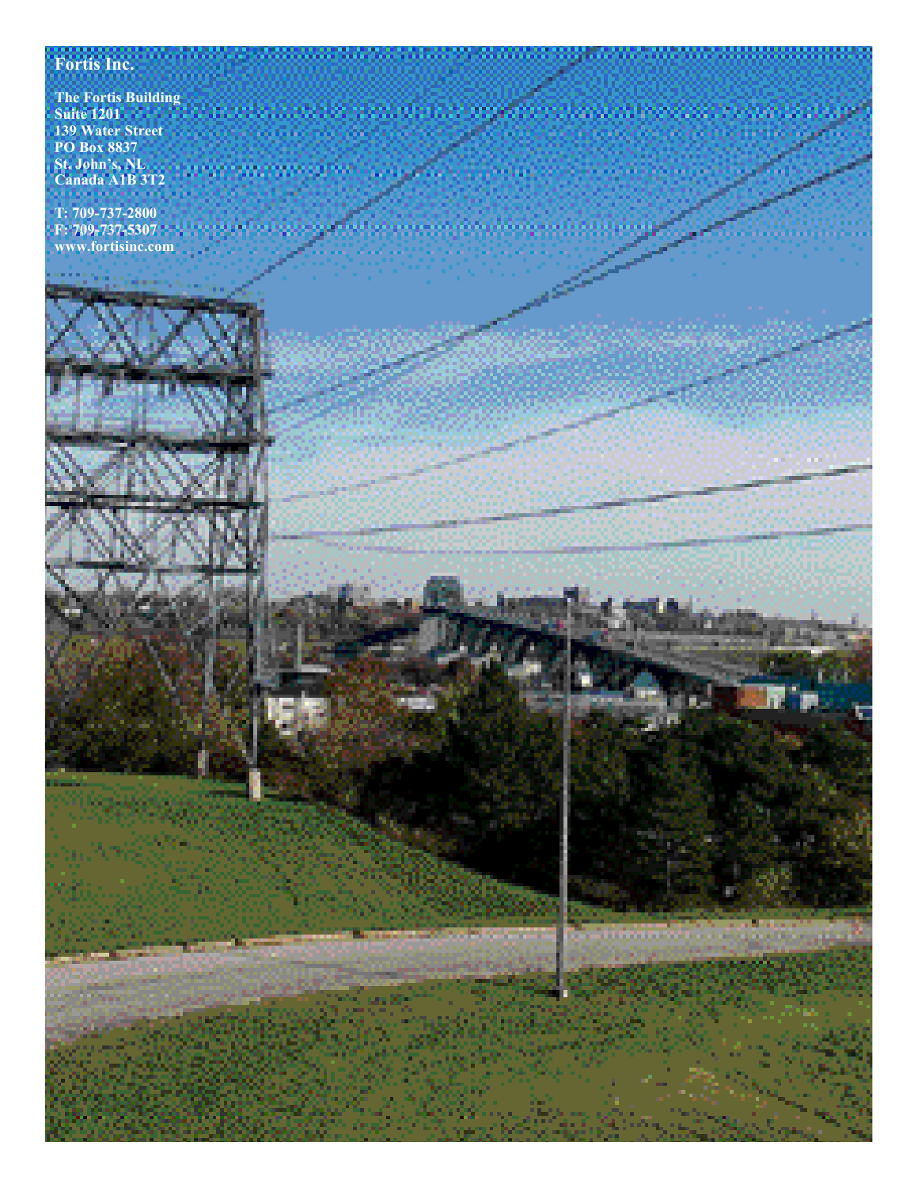**Fortis Inc.**

**The Fortis Building**
**Suite 1201**
**139 Water Street**
**PO Box 8837**
**St. John's, NL**
**Canada A1B 3T2**

**T: 709-737-2800**
**F: 709-737-5307**
**www.fortisinc.com**